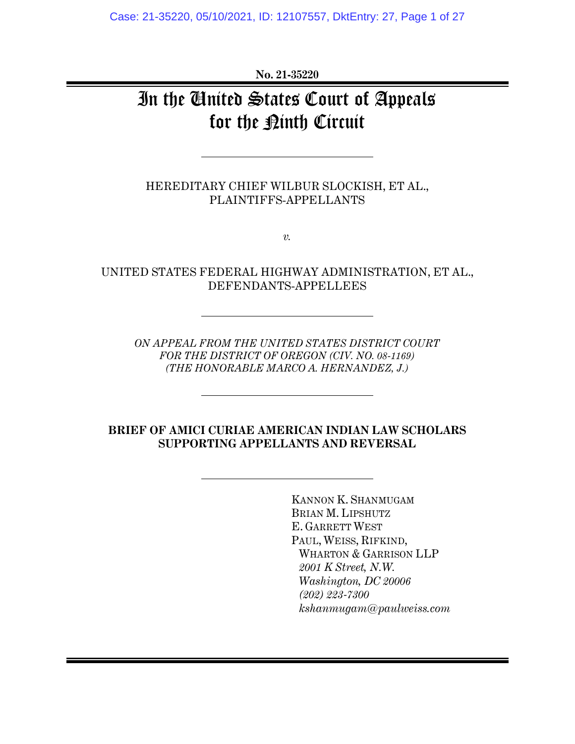**No. 21-35220**

# In the United States Court of Appeals for the Ninth Circuit

HEREDITARY CHIEF WILBUR SLOCKISH, ET AL.,
PLAINTIFFS-APPELLANTS

*v.*

UNITED STATES FEDERAL HIGHWAY ADMINISTRATION, ET AL.,
DEFENDANTS-APPELLEES

*ON APPEAL FROM THE UNITED STATES DISTRICT COURT FOR THE DISTRICT OF OREGON (CIV. NO. 08-1169) (THE HONORABLE MARCO A. HERNANDEZ, J.)*

**BRIEF OF AMICI CURIAE AMERICAN INDIAN LAW SCHOLARS SUPPORTING APPELLANTS AND REVERSAL**

KANNON K. SHANMUGAM
BRIAN M. LIPSHUTZ
E. GARRETT WEST
PAUL, WEISS, RIFKIND, WHARTON & GARRISON LLP
*2001 K Street, N.W.*
*Washington, DC 20006*
*(202) 223-7300*
*kshanmugam@paulweiss.com*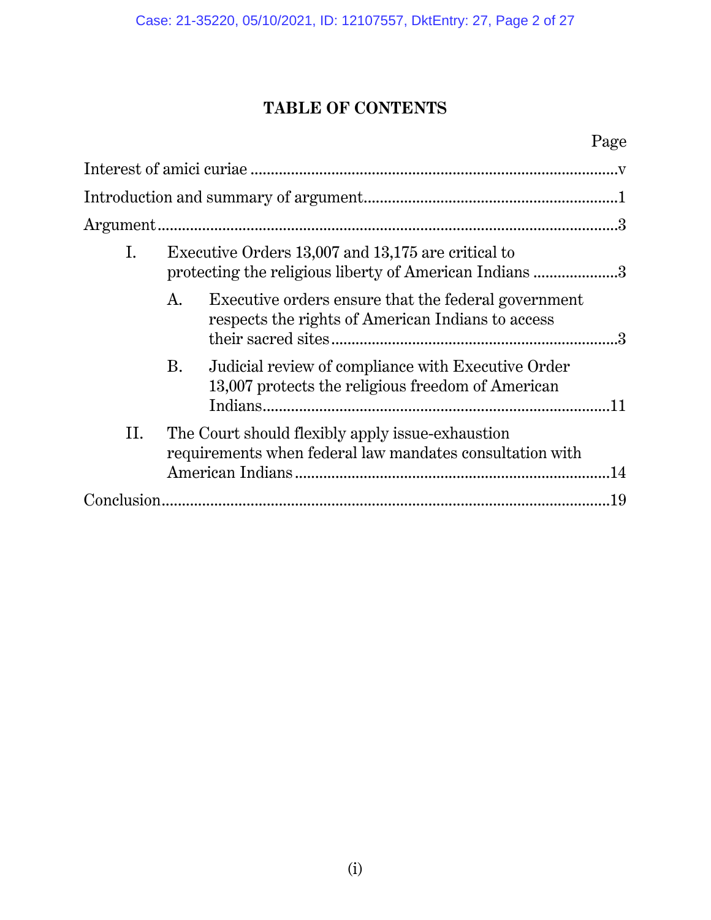# TABLE OF CONTENTS

| | Page |
|---|---|
| Interest of amici curiae | v |
| Introduction and summary of argument | 1 |
| Argument | 3 |
| I. Executive Orders 13,007 and 13,175 are critical to protecting the religious liberty of American Indians | 3 |
| A. Executive orders ensure that the federal government respects the rights of American Indians to access their sacred sites | 3 |
| B. Judicial review of compliance with Executive Order 13,007 protects the religious freedom of American Indians | 11 |
| II. The Court should flexibly apply issue-exhaustion requirements when federal law mandates consultation with American Indians | 14 |
| Conclusion | 19 |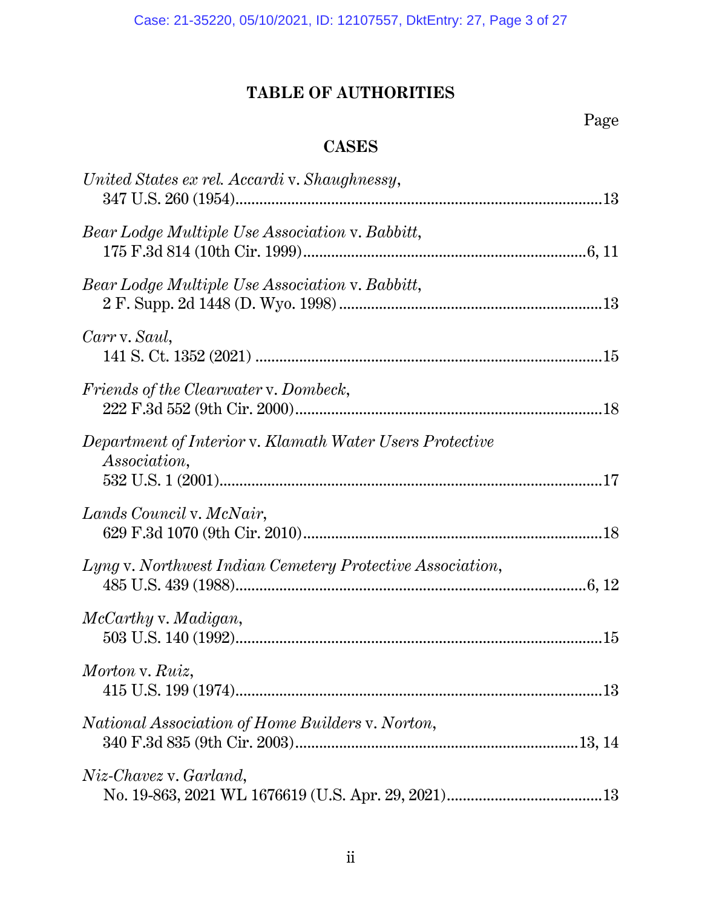# TABLE OF AUTHORITIES

Page

## CASES

*United States ex rel. Accardi* v. *Shaughnessy*,
347 U.S. 260 (1954) .......................................................................... 13

*Bear Lodge Multiple Use Association* v. *Babbitt*,
175 F.3d 814 (10th Cir. 1999) ...................................................... 6, 11

*Bear Lodge Multiple Use Association* v. *Babbitt*,
2 F. Supp. 2d 1448 (D. Wyo. 1998) ................................................ 13

*Carr* v. *Saul*,
141 S. Ct. 1352 (2021) ..................................................................... 15

*Friends of the Clearwater* v. *Dombeck*,
222 F.3d 552 (9th Cir. 2000) ............................................................ 18

*Department of Interior* v. *Klamath Water Users Protective Association*,
532 U.S. 1 (2001) .............................................................................. 17

*Lands Council* v. *McNair*,
629 F.3d 1070 (9th Cir. 2010) .......................................................... 18

*Lyng* v. *Northwest Indian Cemetery Protective Association*,
485 U.S. 439 (1988) ....................................................................... 6, 12

*McCarthy* v. *Madigan*,
503 U.S. 140 (1992) .......................................................................... 15

*Morton* v. *Ruiz*,
415 U.S. 199 (1974) .......................................................................... 13

*National Association of Home Builders* v. *Norton*,
340 F.3d 835 (9th Cir. 2003) ...................................................... 13, 14

*Niz-Chavez* v. *Garland*,
No. 19-863, 2021 WL 1676619 (U.S. Apr. 29, 2021) ....................... 13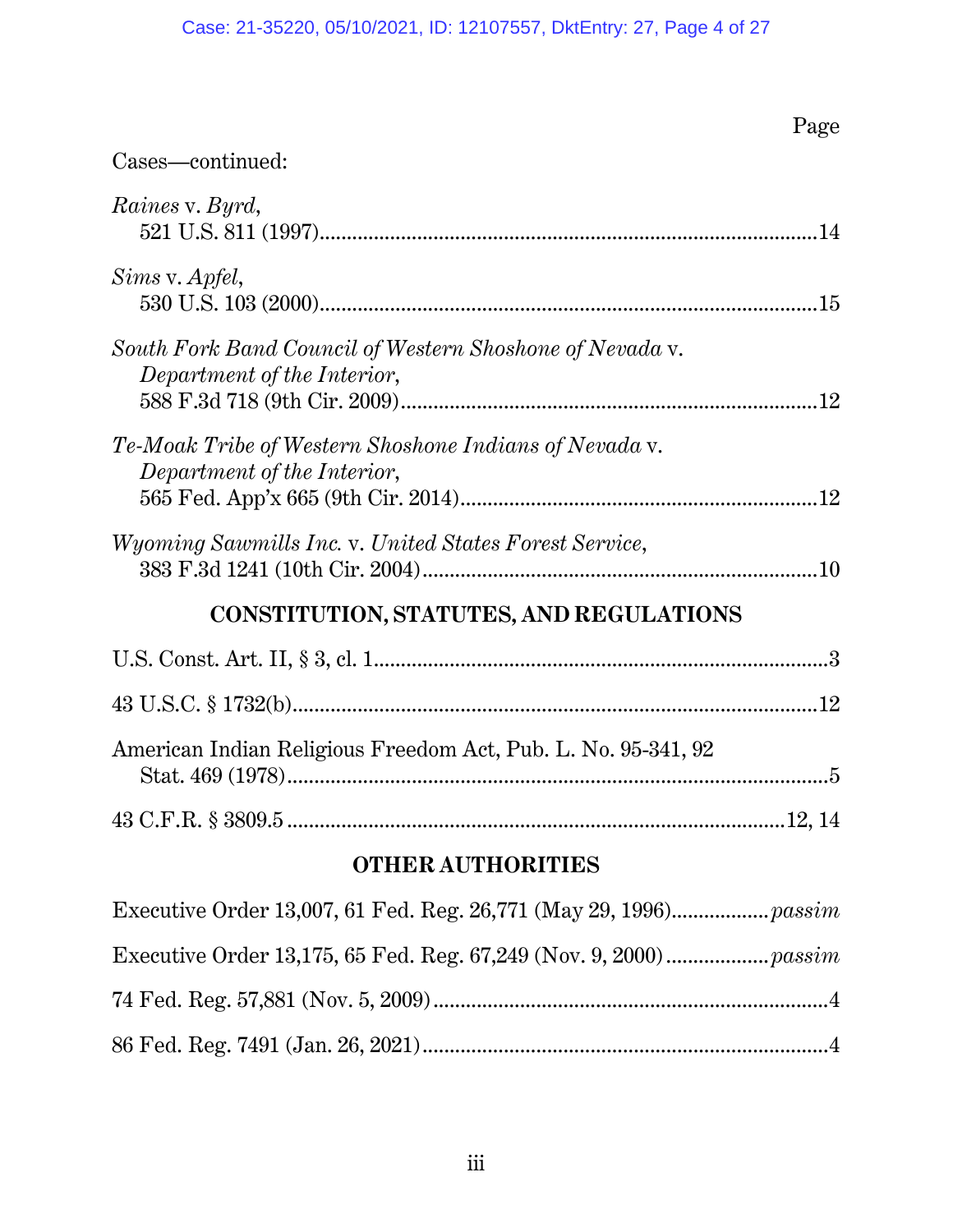Page

Cases—continued:

*Raines* v. *Byrd*,
521 U.S. 811 (1997) .......... 14

*Sims* v. *Apfel*,
530 U.S. 103 (2000) .......... 15

*South Fork Band Council of Western Shoshone of Nevada* v. *Department of the Interior*,
588 F.3d 718 (9th Cir. 2009) .......... 12

*Te-Moak Tribe of Western Shoshone Indians of Nevada* v. *Department of the Interior*,
565 Fed. App'x 665 (9th Cir. 2014) .......... 12

*Wyoming Sawmills Inc.* v. *United States Forest Service*,
383 F.3d 1241 (10th Cir. 2004) .......... 10

## CONSTITUTION, STATUTES, AND REGULATIONS

U.S. Const. Art. II, § 3, cl. 1 .......... 3

43 U.S.C. § 1732(b) .......... 12

American Indian Religious Freedom Act, Pub. L. No. 95-341, 92 Stat. 469 (1978) .......... 5

43 C.F.R. § 3809.5 .......... 12, 14

## OTHER AUTHORITIES

Executive Order 13,007, 61 Fed. Reg. 26,771 (May 29, 1996) .......... *passim*

Executive Order 13,175, 65 Fed. Reg. 67,249 (Nov. 9, 2000) .......... *passim*

74 Fed. Reg. 57,881 (Nov. 5, 2009) .......... 4

86 Fed. Reg. 7491 (Jan. 26, 2021) .......... 4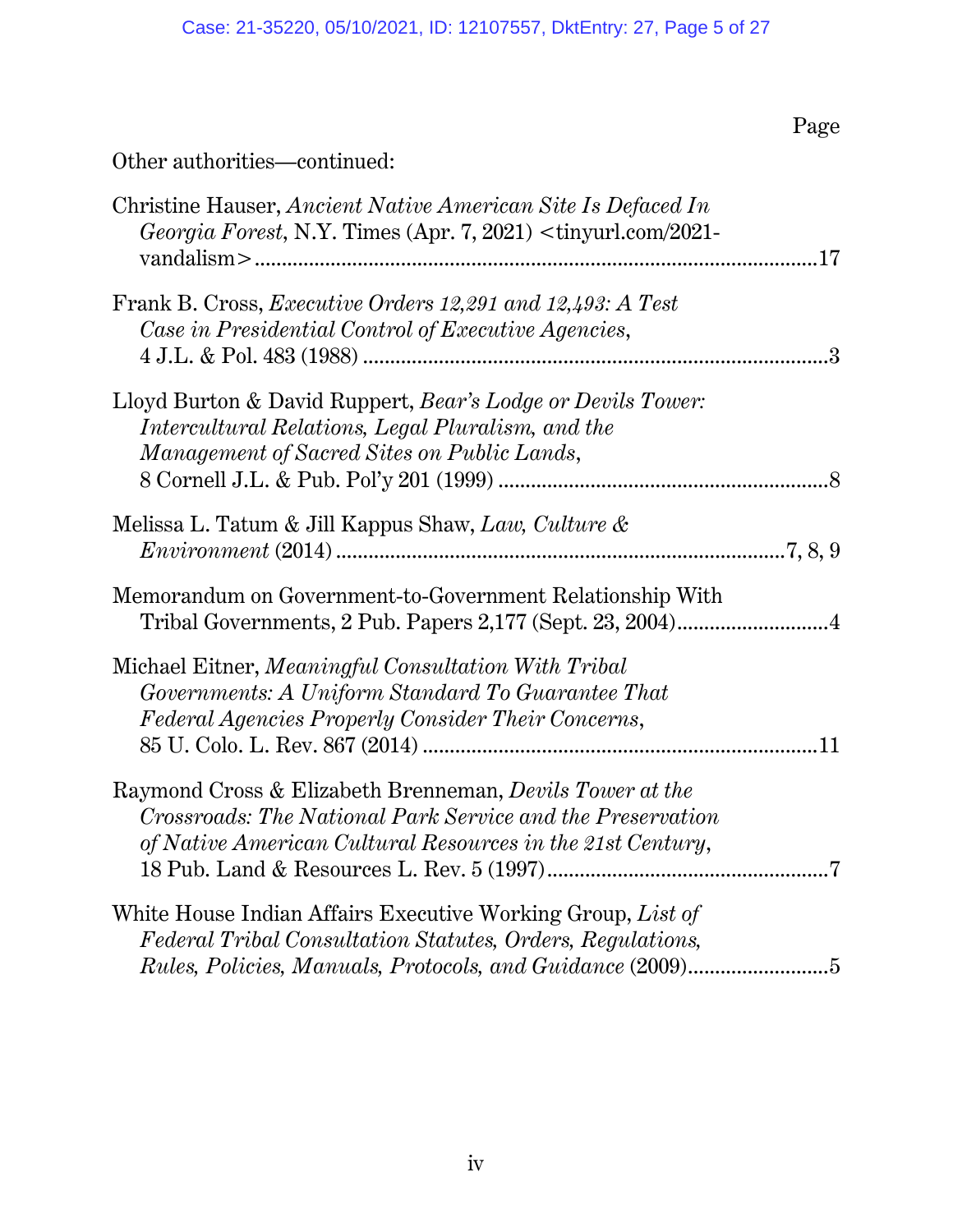Page

Other authorities—continued:

Christine Hauser, *Ancient Native American Site Is Defaced In Georgia Forest*, N.Y. Times (Apr. 7, 2021) <tinyurl.com/2021-vandalism> ........................................................................................17

Frank B. Cross, *Executive Orders 12,291 and 12,493: A Test Case in Presidential Control of Executive Agencies*, 4 J.L. & Pol. 483 (1988) ........................................................................3

Lloyd Burton & David Ruppert, *Bear's Lodge or Devils Tower: Intercultural Relations, Legal Pluralism, and the Management of Sacred Sites on Public Lands*, 8 Cornell J.L. & Pub. Pol'y 201 (1999) ..............................................................8

Melissa L. Tatum & Jill Kappus Shaw, *Law, Culture & Environment* (2014) ..................................................................................7, 8, 9

Memorandum on Government-to-Government Relationship With Tribal Governments, 2 Pub. Papers 2,177 (Sept. 23, 2004)............................4

Michael Eitner, *Meaningful Consultation With Tribal Governments: A Uniform Standard To Guarantee That Federal Agencies Properly Consider Their Concerns*, 85 U. Colo. L. Rev. 867 (2014) .........................................................................11

Raymond Cross & Elizabeth Brenneman, *Devils Tower at the Crossroads: The National Park Service and the Preservation of Native American Cultural Resources in the 21st Century*, 18 Pub. Land & Resources L. Rev. 5 (1997).....................................................7

White House Indian Affairs Executive Working Group, *List of Federal Tribal Consultation Statutes, Orders, Regulations, Rules, Policies, Manuals, Protocols, and Guidance* (2009)...........................5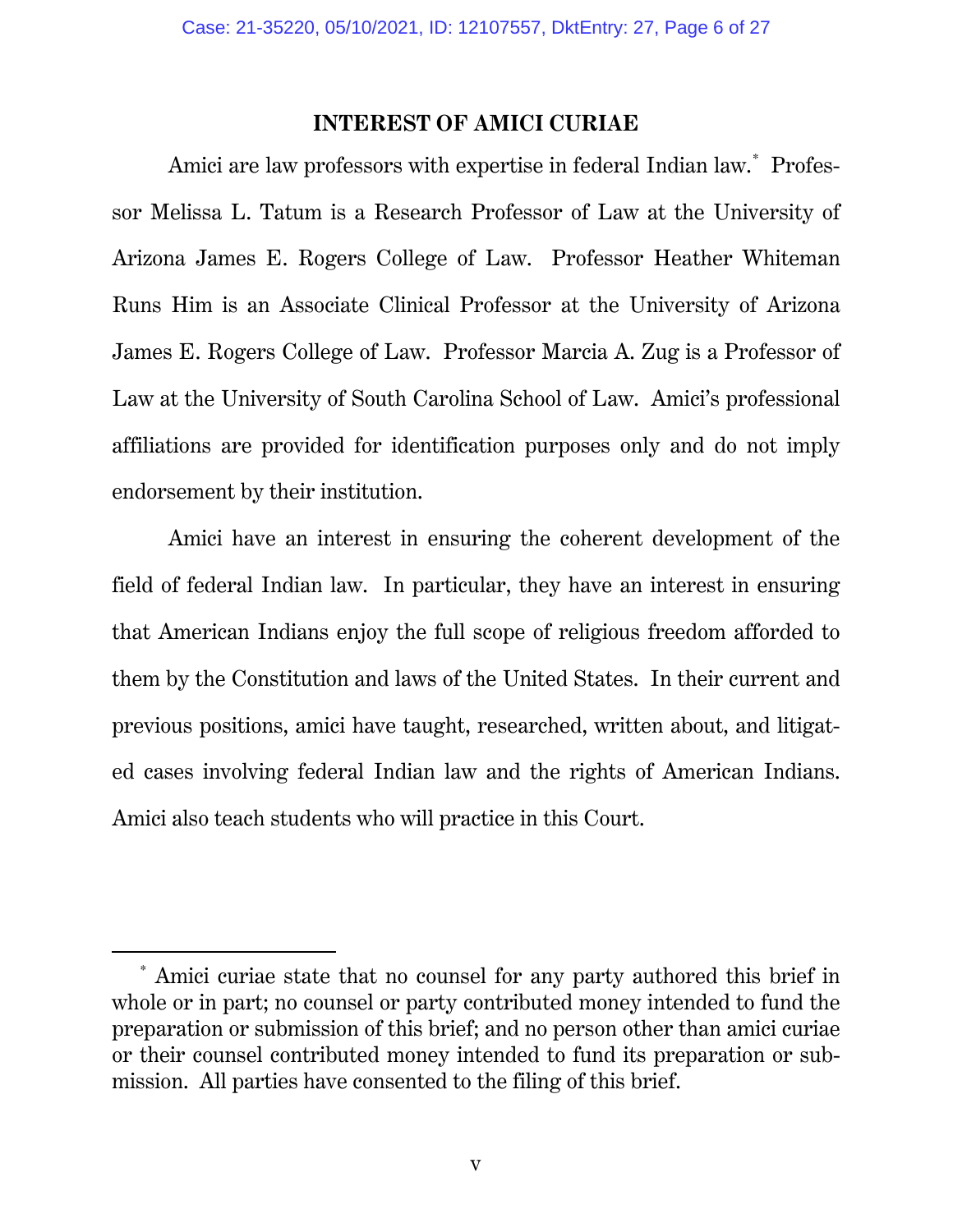## INTEREST OF AMICI CURIAE

Amici are law professors with expertise in federal Indian law.[*] Professor Melissa L. Tatum is a Research Professor of Law at the University of Arizona James E. Rogers College of Law. Professor Heather Whiteman Runs Him is an Associate Clinical Professor at the University of Arizona James E. Rogers College of Law. Professor Marcia A. Zug is a Professor of Law at the University of South Carolina School of Law. Amici's professional affiliations are provided for identification purposes only and do not imply endorsement by their institution.

Amici have an interest in ensuring the coherent development of the field of federal Indian law. In particular, they have an interest in ensuring that American Indians enjoy the full scope of religious freedom afforded to them by the Constitution and laws of the United States. In their current and previous positions, amici have taught, researched, written about, and litigated cases involving federal Indian law and the rights of American Indians. Amici also teach students who will practice in this Court.

---

[*] Amici curiae state that no counsel for any party authored this brief in whole or in part; no counsel or party contributed money intended to fund the preparation or submission of this brief; and no person other than amici curiae or their counsel contributed money intended to fund its preparation or submission. All parties have consented to the filing of this brief.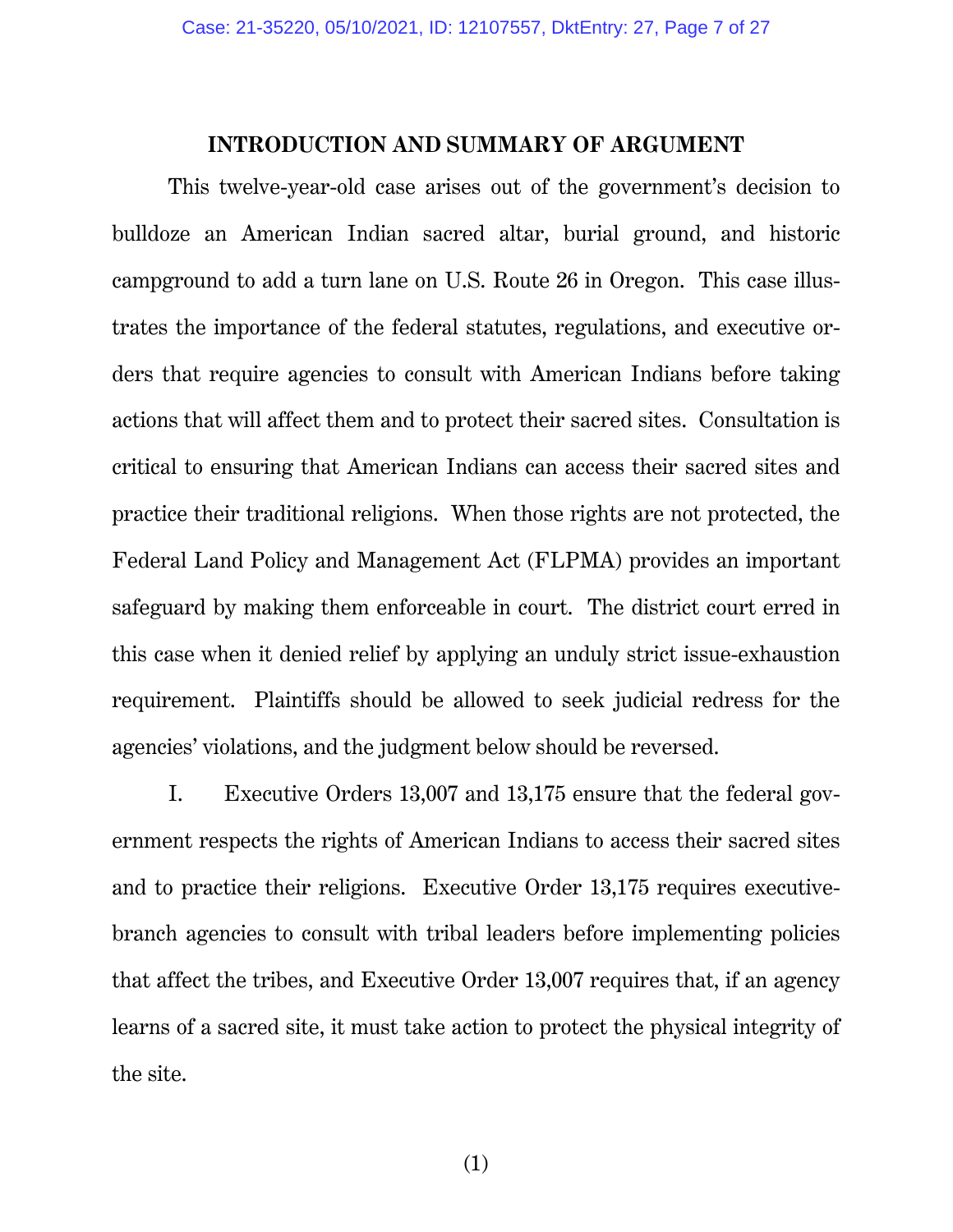## INTRODUCTION AND SUMMARY OF ARGUMENT

This twelve-year-old case arises out of the government's decision to bulldoze an American Indian sacred altar, burial ground, and historic campground to add a turn lane on U.S. Route 26 in Oregon. This case illustrates the importance of the federal statutes, regulations, and executive orders that require agencies to consult with American Indians before taking actions that will affect them and to protect their sacred sites. Consultation is critical to ensuring that American Indians can access their sacred sites and practice their traditional religions. When those rights are not protected, the Federal Land Policy and Management Act (FLPMA) provides an important safeguard by making them enforceable in court. The district court erred in this case when it denied relief by applying an unduly strict issue-exhaustion requirement. Plaintiffs should be allowed to seek judicial redress for the agencies' violations, and the judgment below should be reversed.

I. Executive Orders 13,007 and 13,175 ensure that the federal government respects the rights of American Indians to access their sacred sites and to practice their religions. Executive Order 13,175 requires executive-branch agencies to consult with tribal leaders before implementing policies that affect the tribes, and Executive Order 13,007 requires that, if an agency learns of a sacred site, it must take action to protect the physical integrity of the site.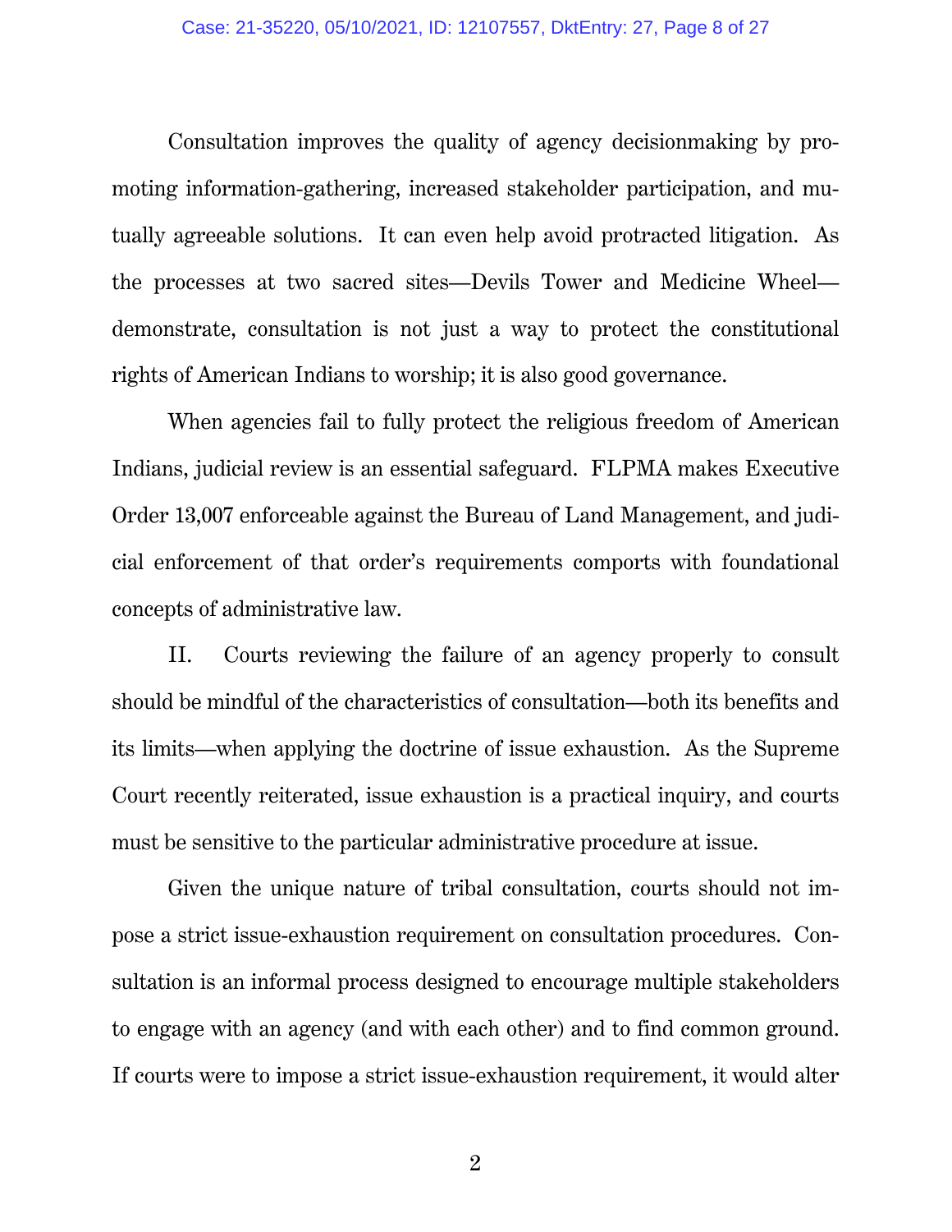Consultation improves the quality of agency decisionmaking by promoting information-gathering, increased stakeholder participation, and mutually agreeable solutions. It can even help avoid protracted litigation. As the processes at two sacred sites—Devils Tower and Medicine Wheel—demonstrate, consultation is not just a way to protect the constitutional rights of American Indians to worship; it is also good governance.

When agencies fail to fully protect the religious freedom of American Indians, judicial review is an essential safeguard. FLPMA makes Executive Order 13,007 enforceable against the Bureau of Land Management, and judicial enforcement of that order's requirements comports with foundational concepts of administrative law.

II. Courts reviewing the failure of an agency properly to consult should be mindful of the characteristics of consultation—both its benefits and its limits—when applying the doctrine of issue exhaustion. As the Supreme Court recently reiterated, issue exhaustion is a practical inquiry, and courts must be sensitive to the particular administrative procedure at issue.

Given the unique nature of tribal consultation, courts should not impose a strict issue-exhaustion requirement on consultation procedures. Consultation is an informal process designed to encourage multiple stakeholders to engage with an agency (and with each other) and to find common ground. If courts were to impose a strict issue-exhaustion requirement, it would alter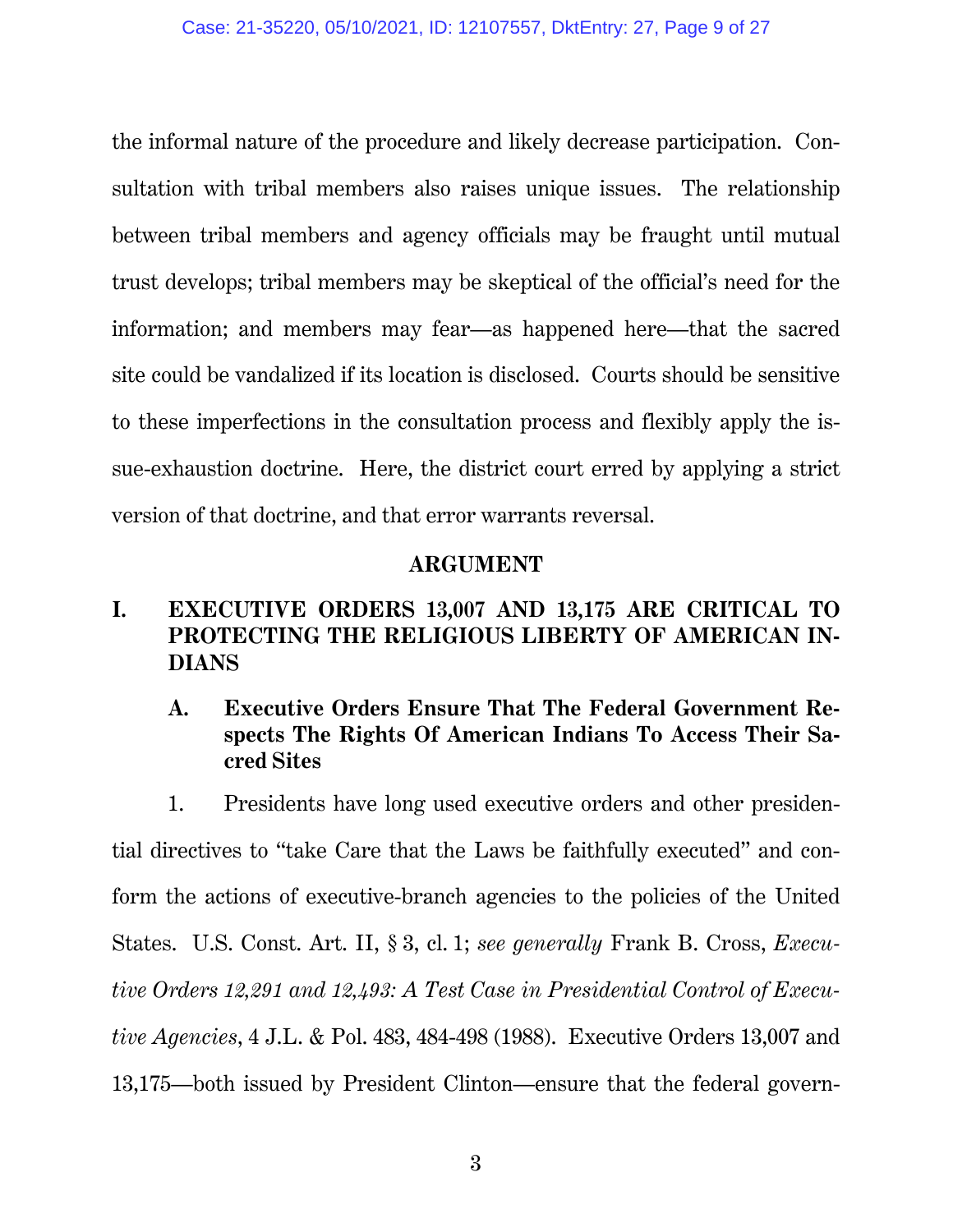the informal nature of the procedure and likely decrease participation. Consultation with tribal members also raises unique issues. The relationship between tribal members and agency officials may be fraught until mutual trust develops; tribal members may be skeptical of the official's need for the information; and members may fear—as happened here—that the sacred site could be vandalized if its location is disclosed. Courts should be sensitive to these imperfections in the consultation process and flexibly apply the issue-exhaustion doctrine. Here, the district court erred by applying a strict version of that doctrine, and that error warrants reversal.

## ARGUMENT

### I. EXECUTIVE ORDERS 13,007 AND 13,175 ARE CRITICAL TO PROTECTING THE RELIGIOUS LIBERTY OF AMERICAN INDIANS

#### A. Executive Orders Ensure That The Federal Government Respects The Rights Of American Indians To Access Their Sacred Sites

1. Presidents have long used executive orders and other presidential directives to "take Care that the Laws be faithfully executed" and conform the actions of executive-branch agencies to the policies of the United States. U.S. Const. Art. II, § 3, cl. 1; *see generally* Frank B. Cross, *Executive Orders 12,291 and 12,493: A Test Case in Presidential Control of Executive Agencies*, 4 J.L. & Pol. 483, 484-498 (1988). Executive Orders 13,007 and 13,175—both issued by President Clinton—ensure that the federal govern-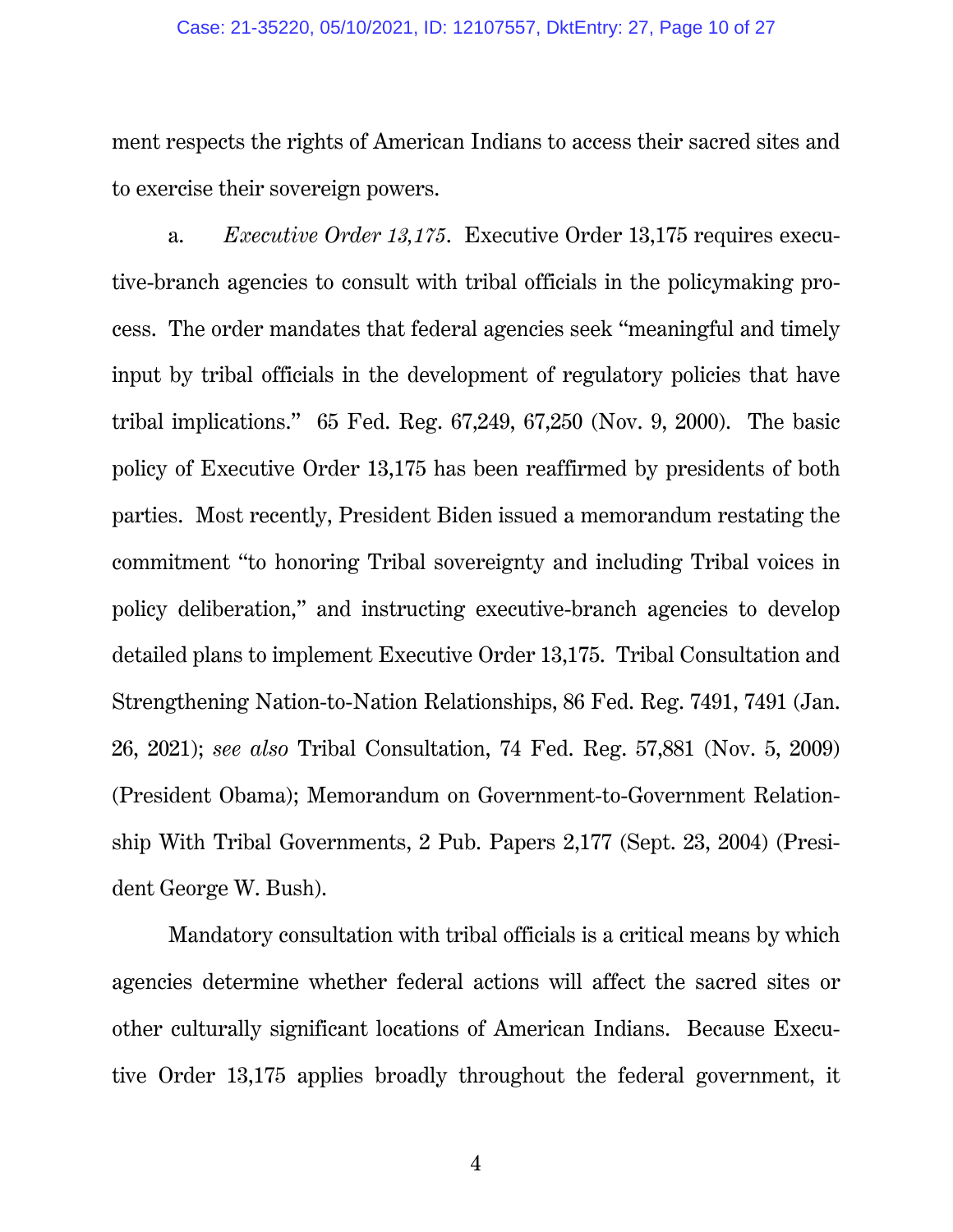ment respects the rights of American Indians to access their sacred sites and to exercise their sovereign powers.

a. *Executive Order 13,175*. Executive Order 13,175 requires executive-branch agencies to consult with tribal officials in the policymaking process. The order mandates that federal agencies seek "meaningful and timely input by tribal officials in the development of regulatory policies that have tribal implications." 65 Fed. Reg. 67,249, 67,250 (Nov. 9, 2000). The basic policy of Executive Order 13,175 has been reaffirmed by presidents of both parties. Most recently, President Biden issued a memorandum restating the commitment "to honoring Tribal sovereignty and including Tribal voices in policy deliberation," and instructing executive-branch agencies to develop detailed plans to implement Executive Order 13,175. Tribal Consultation and Strengthening Nation-to-Nation Relationships, 86 Fed. Reg. 7491, 7491 (Jan. 26, 2021); *see also* Tribal Consultation, 74 Fed. Reg. 57,881 (Nov. 5, 2009) (President Obama); Memorandum on Government-to-Government Relationship With Tribal Governments, 2 Pub. Papers 2,177 (Sept. 23, 2004) (President George W. Bush).

Mandatory consultation with tribal officials is a critical means by which agencies determine whether federal actions will affect the sacred sites or other culturally significant locations of American Indians. Because Executive Order 13,175 applies broadly throughout the federal government, it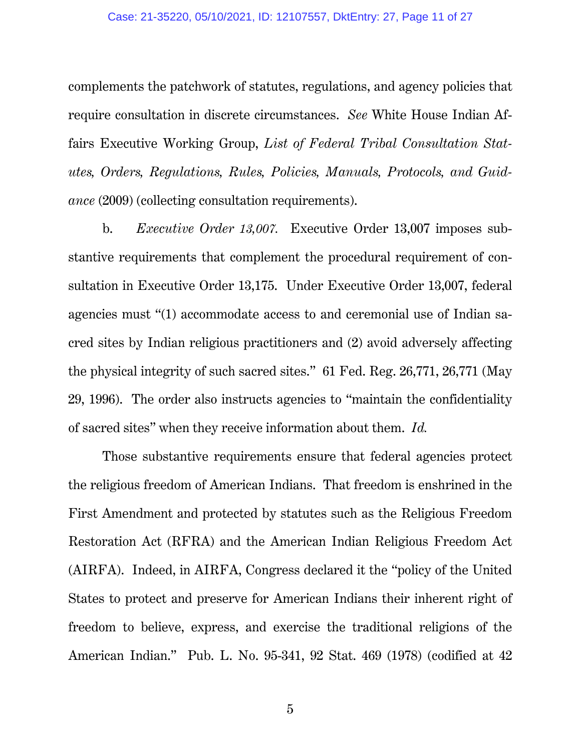complements the patchwork of statutes, regulations, and agency policies that require consultation in discrete circumstances. *See* White House Indian Affairs Executive Working Group, *List of Federal Tribal Consultation Statutes, Orders, Regulations, Rules, Policies, Manuals, Protocols, and Guidance* (2009) (collecting consultation requirements).

b. *Executive Order 13,007.* Executive Order 13,007 imposes substantive requirements that complement the procedural requirement of consultation in Executive Order 13,175. Under Executive Order 13,007, federal agencies must "(1) accommodate access to and ceremonial use of Indian sacred sites by Indian religious practitioners and (2) avoid adversely affecting the physical integrity of such sacred sites." 61 Fed. Reg. 26,771, 26,771 (May 29, 1996). The order also instructs agencies to "maintain the confidentiality of sacred sites" when they receive information about them. *Id.*

Those substantive requirements ensure that federal agencies protect the religious freedom of American Indians. That freedom is enshrined in the First Amendment and protected by statutes such as the Religious Freedom Restoration Act (RFRA) and the American Indian Religious Freedom Act (AIRFA). Indeed, in AIRFA, Congress declared it the "policy of the United States to protect and preserve for American Indians their inherent right of freedom to believe, express, and exercise the traditional religions of the American Indian." Pub. L. No. 95-341, 92 Stat. 469 (1978) (codified at 42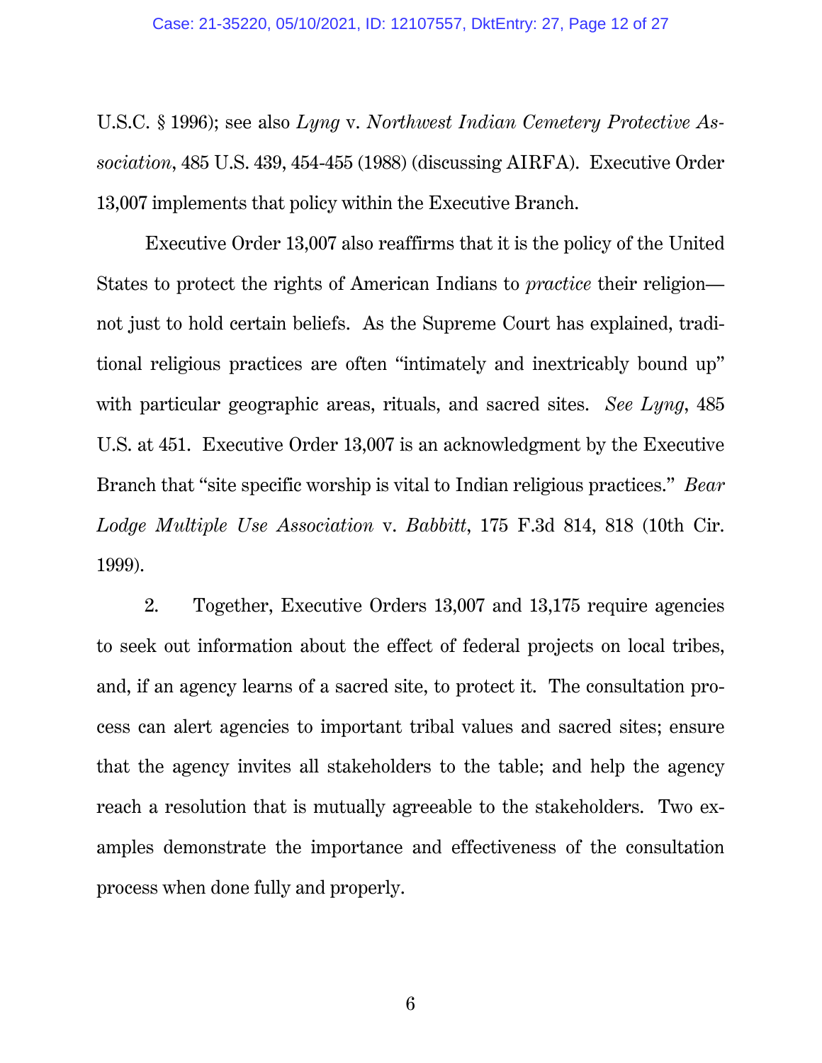U.S.C. § 1996); see also *Lyng* v. *Northwest Indian Cemetery Protective Association*, 485 U.S. 439, 454-455 (1988) (discussing AIRFA). Executive Order 13,007 implements that policy within the Executive Branch.

Executive Order 13,007 also reaffirms that it is the policy of the United States to protect the rights of American Indians to *practice* their religion—not just to hold certain beliefs. As the Supreme Court has explained, traditional religious practices are often "intimately and inextricably bound up" with particular geographic areas, rituals, and sacred sites. *See Lyng*, 485 U.S. at 451. Executive Order 13,007 is an acknowledgment by the Executive Branch that "site specific worship is vital to Indian religious practices." *Bear Lodge Multiple Use Association* v. *Babbitt*, 175 F.3d 814, 818 (10th Cir. 1999).

2. Together, Executive Orders 13,007 and 13,175 require agencies to seek out information about the effect of federal projects on local tribes, and, if an agency learns of a sacred site, to protect it. The consultation process can alert agencies to important tribal values and sacred sites; ensure that the agency invites all stakeholders to the table; and help the agency reach a resolution that is mutually agreeable to the stakeholders. Two examples demonstrate the importance and effectiveness of the consultation process when done fully and properly.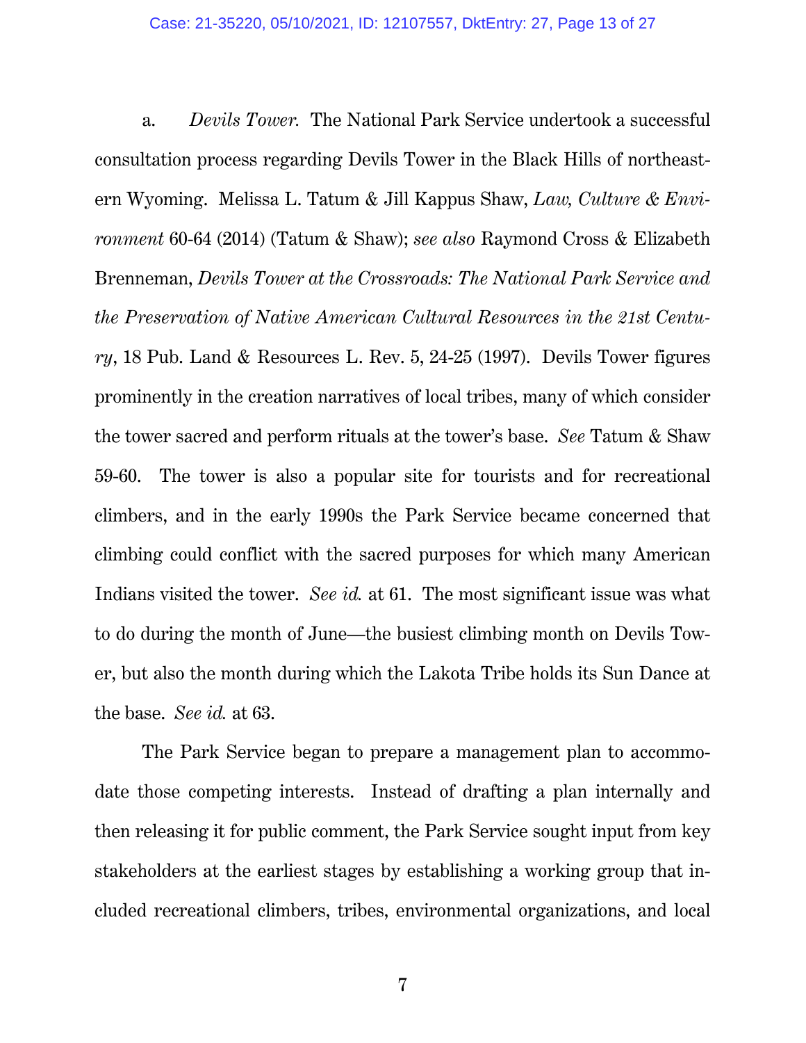a. *Devils Tower.* The National Park Service undertook a successful consultation process regarding Devils Tower in the Black Hills of northeastern Wyoming. Melissa L. Tatum & Jill Kappus Shaw, *Law, Culture & Environment* 60-64 (2014) (Tatum & Shaw); *see also* Raymond Cross & Elizabeth Brenneman, *Devils Tower at the Crossroads: The National Park Service and the Preservation of Native American Cultural Resources in the 21st Century*, 18 Pub. Land & Resources L. Rev. 5, 24-25 (1997). Devils Tower figures prominently in the creation narratives of local tribes, many of which consider the tower sacred and perform rituals at the tower's base. *See* Tatum & Shaw 59-60. The tower is also a popular site for tourists and for recreational climbers, and in the early 1990s the Park Service became concerned that climbing could conflict with the sacred purposes for which many American Indians visited the tower. *See id.* at 61. The most significant issue was what to do during the month of June—the busiest climbing month on Devils Tower, but also the month during which the Lakota Tribe holds its Sun Dance at the base. *See id.* at 63.

The Park Service began to prepare a management plan to accommodate those competing interests. Instead of drafting a plan internally and then releasing it for public comment, the Park Service sought input from key stakeholders at the earliest stages by establishing a working group that included recreational climbers, tribes, environmental organizations, and local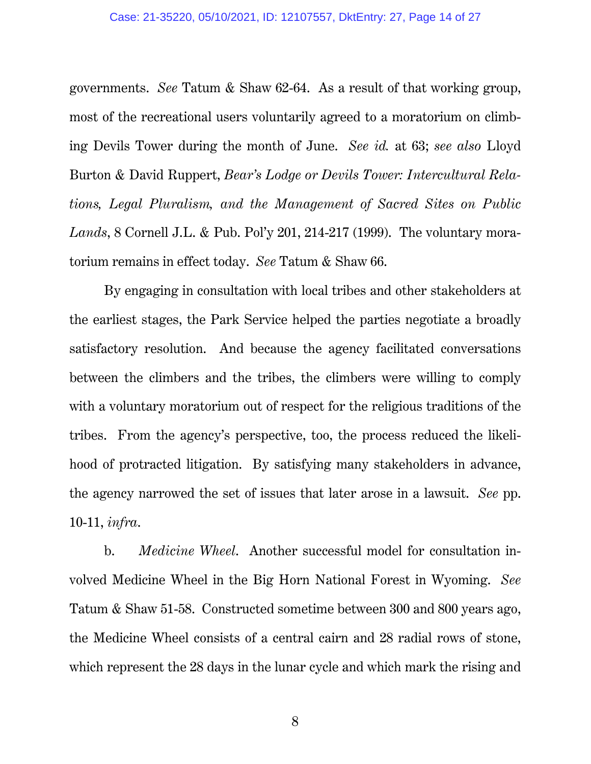governments. *See* Tatum & Shaw 62-64. As a result of that working group, most of the recreational users voluntarily agreed to a moratorium on climbing Devils Tower during the month of June. *See id.* at 63; *see also* Lloyd Burton & David Ruppert, *Bear's Lodge or Devils Tower: Intercultural Relations, Legal Pluralism, and the Management of Sacred Sites on Public Lands*, 8 Cornell J.L. & Pub. Pol'y 201, 214-217 (1999). The voluntary moratorium remains in effect today. *See* Tatum & Shaw 66.

By engaging in consultation with local tribes and other stakeholders at the earliest stages, the Park Service helped the parties negotiate a broadly satisfactory resolution. And because the agency facilitated conversations between the climbers and the tribes, the climbers were willing to comply with a voluntary moratorium out of respect for the religious traditions of the tribes. From the agency's perspective, too, the process reduced the likelihood of protracted litigation. By satisfying many stakeholders in advance, the agency narrowed the set of issues that later arose in a lawsuit. *See* pp. 10-11, *infra*.

b. *Medicine Wheel*. Another successful model for consultation involved Medicine Wheel in the Big Horn National Forest in Wyoming. *See* Tatum & Shaw 51-58. Constructed sometime between 300 and 800 years ago, the Medicine Wheel consists of a central cairn and 28 radial rows of stone, which represent the 28 days in the lunar cycle and which mark the rising and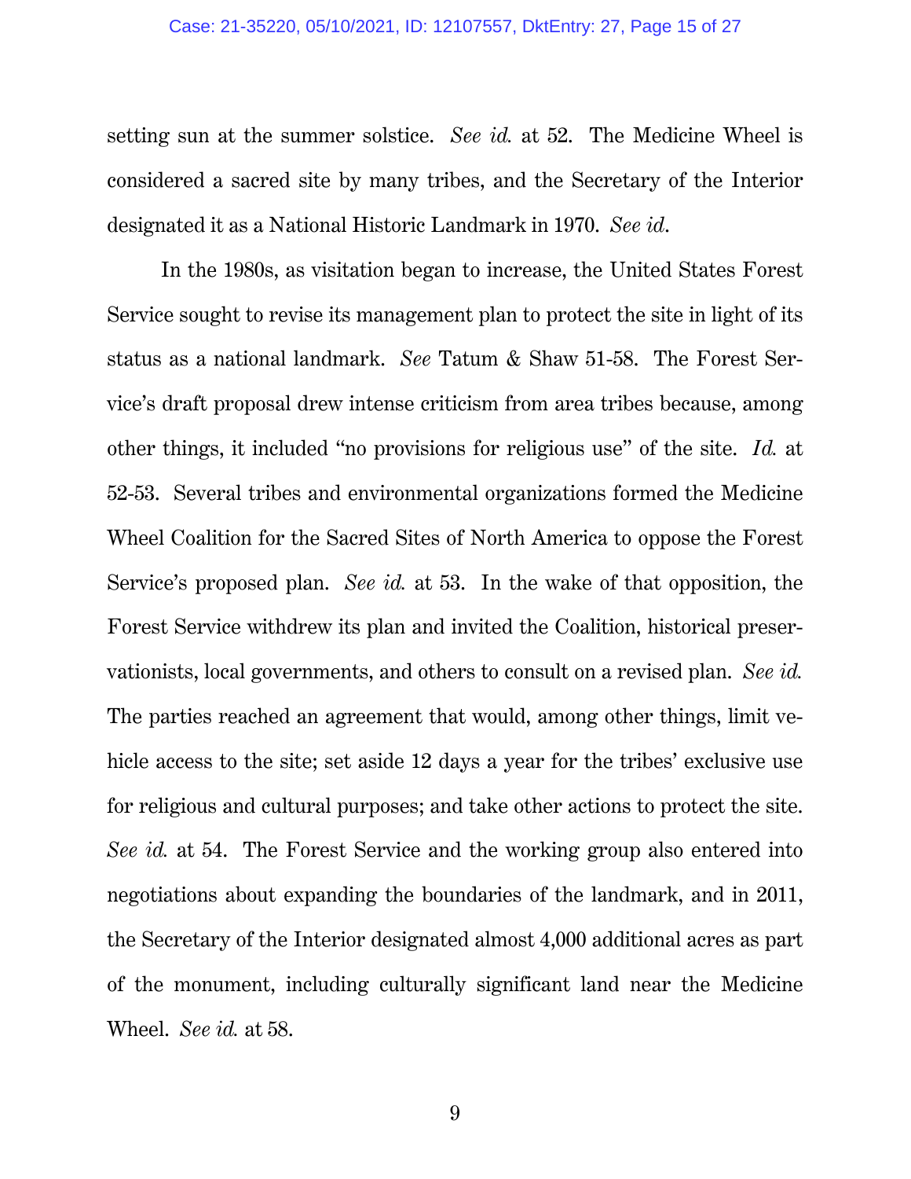setting sun at the summer solstice. *See id.* at 52. The Medicine Wheel is considered a sacred site by many tribes, and the Secretary of the Interior designated it as a National Historic Landmark in 1970. *See id.*

In the 1980s, as visitation began to increase, the United States Forest Service sought to revise its management plan to protect the site in light of its status as a national landmark. *See* Tatum & Shaw 51-58. The Forest Service's draft proposal drew intense criticism from area tribes because, among other things, it included "no provisions for religious use" of the site. *Id.* at 52-53. Several tribes and environmental organizations formed the Medicine Wheel Coalition for the Sacred Sites of North America to oppose the Forest Service's proposed plan. *See id.* at 53. In the wake of that opposition, the Forest Service withdrew its plan and invited the Coalition, historical preservationists, local governments, and others to consult on a revised plan. *See id.* The parties reached an agreement that would, among other things, limit vehicle access to the site; set aside 12 days a year for the tribes' exclusive use for religious and cultural purposes; and take other actions to protect the site. *See id.* at 54. The Forest Service and the working group also entered into negotiations about expanding the boundaries of the landmark, and in 2011, the Secretary of the Interior designated almost 4,000 additional acres as part of the monument, including culturally significant land near the Medicine Wheel. *See id.* at 58.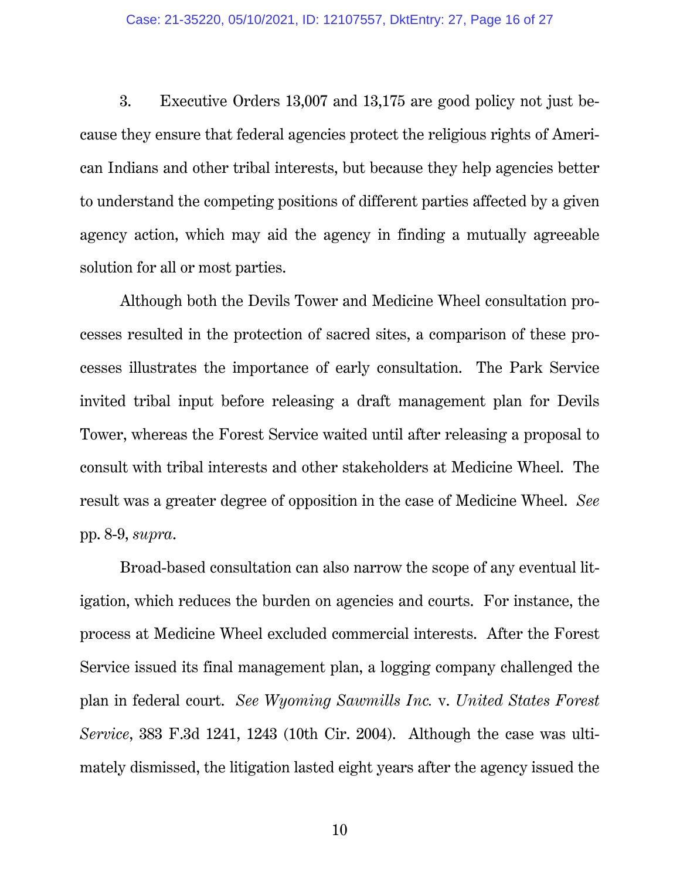3. Executive Orders 13,007 and 13,175 are good policy not just because they ensure that federal agencies protect the religious rights of American Indians and other tribal interests, but because they help agencies better to understand the competing positions of different parties affected by a given agency action, which may aid the agency in finding a mutually agreeable solution for all or most parties.

Although both the Devils Tower and Medicine Wheel consultation processes resulted in the protection of sacred sites, a comparison of these processes illustrates the importance of early consultation. The Park Service invited tribal input before releasing a draft management plan for Devils Tower, whereas the Forest Service waited until after releasing a proposal to consult with tribal interests and other stakeholders at Medicine Wheel. The result was a greater degree of opposition in the case of Medicine Wheel. *See* pp. 8-9, *supra*.

Broad-based consultation can also narrow the scope of any eventual litigation, which reduces the burden on agencies and courts. For instance, the process at Medicine Wheel excluded commercial interests. After the Forest Service issued its final management plan, a logging company challenged the plan in federal court. *See Wyoming Sawmills Inc.* v. *United States Forest Service*, 383 F.3d 1241, 1243 (10th Cir. 2004). Although the case was ultimately dismissed, the litigation lasted eight years after the agency issued the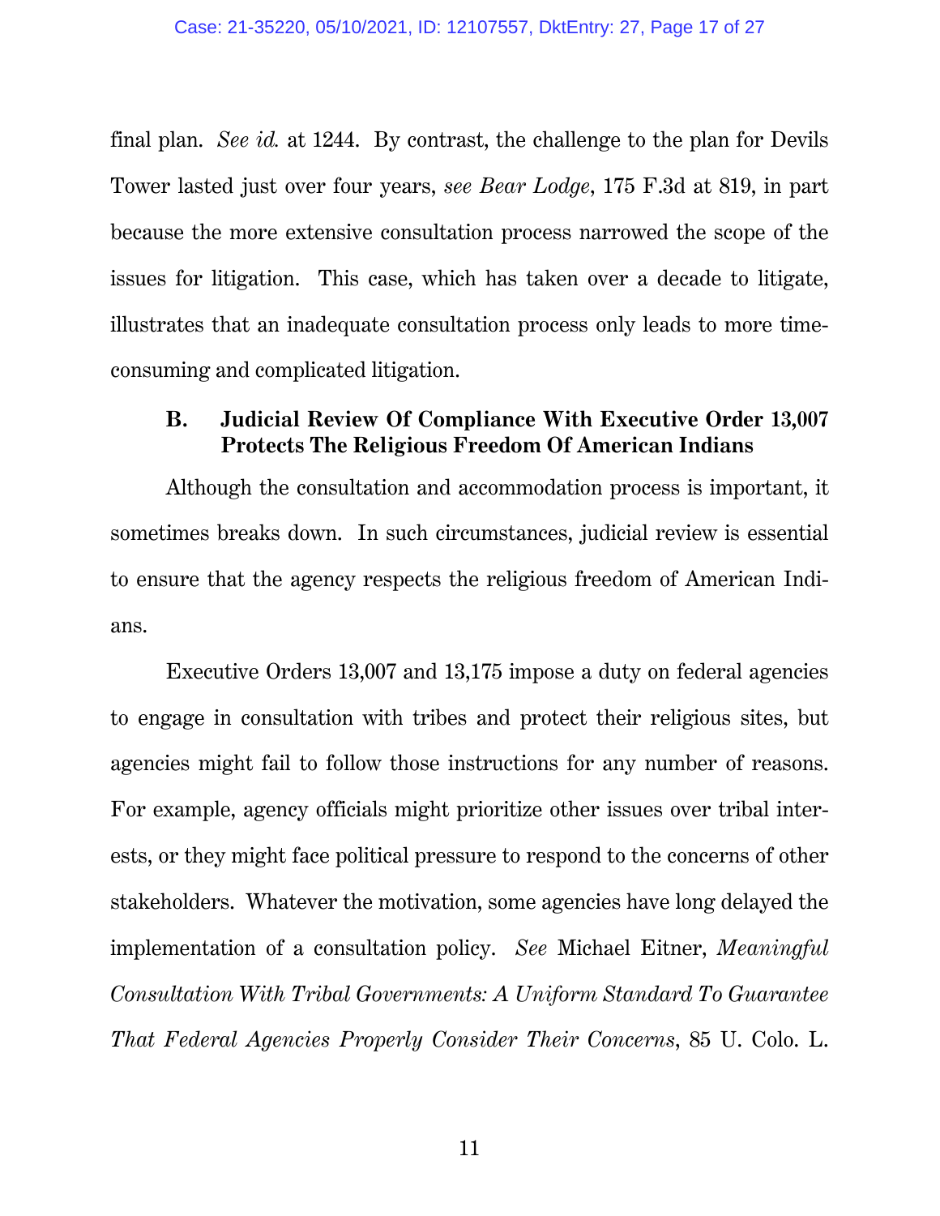final plan. *See id.* at 1244. By contrast, the challenge to the plan for Devils Tower lasted just over four years, *see Bear Lodge*, 175 F.3d at 819, in part because the more extensive consultation process narrowed the scope of the issues for litigation. This case, which has taken over a decade to litigate, illustrates that an inadequate consultation process only leads to more time-consuming and complicated litigation.

### B. Judicial Review Of Compliance With Executive Order 13,007 Protects The Religious Freedom Of American Indians

Although the consultation and accommodation process is important, it sometimes breaks down. In such circumstances, judicial review is essential to ensure that the agency respects the religious freedom of American Indians.

Executive Orders 13,007 and 13,175 impose a duty on federal agencies to engage in consultation with tribes and protect their religious sites, but agencies might fail to follow those instructions for any number of reasons. For example, agency officials might prioritize other issues over tribal interests, or they might face political pressure to respond to the concerns of other stakeholders. Whatever the motivation, some agencies have long delayed the implementation of a consultation policy. *See* Michael Eitner, *Meaningful Consultation With Tribal Governments: A Uniform Standard To Guarantee That Federal Agencies Properly Consider Their Concerns*, 85 U. Colo. L.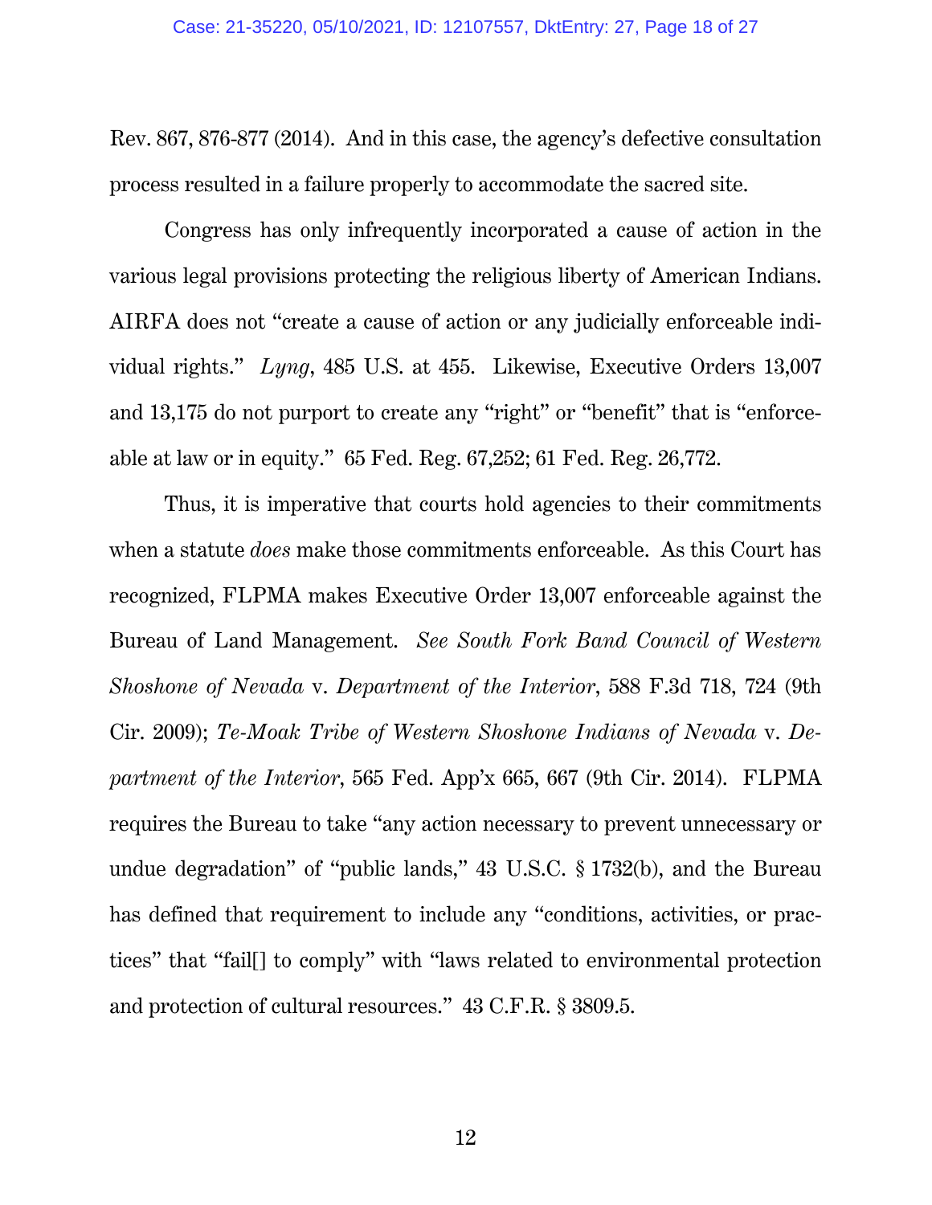Rev. 867, 876-877 (2014). And in this case, the agency's defective consultation process resulted in a failure properly to accommodate the sacred site.

Congress has only infrequently incorporated a cause of action in the various legal provisions protecting the religious liberty of American Indians. AIRFA does not "create a cause of action or any judicially enforceable individual rights." *Lyng*, 485 U.S. at 455. Likewise, Executive Orders 13,007 and 13,175 do not purport to create any "right" or "benefit" that is "enforceable at law or in equity." 65 Fed. Reg. 67,252; 61 Fed. Reg. 26,772.

Thus, it is imperative that courts hold agencies to their commitments when a statute *does* make those commitments enforceable. As this Court has recognized, FLPMA makes Executive Order 13,007 enforceable against the Bureau of Land Management. *See South Fork Band Council of Western Shoshone of Nevada* v. *Department of the Interior*, 588 F.3d 718, 724 (9th Cir. 2009); *Te-Moak Tribe of Western Shoshone Indians of Nevada* v. *Department of the Interior*, 565 Fed. App'x 665, 667 (9th Cir. 2014). FLPMA requires the Bureau to take "any action necessary to prevent unnecessary or undue degradation" of "public lands," 43 U.S.C. § 1732(b), and the Bureau has defined that requirement to include any "conditions, activities, or practices" that "fail[] to comply" with "laws related to environmental protection and protection of cultural resources." 43 C.F.R. § 3809.5.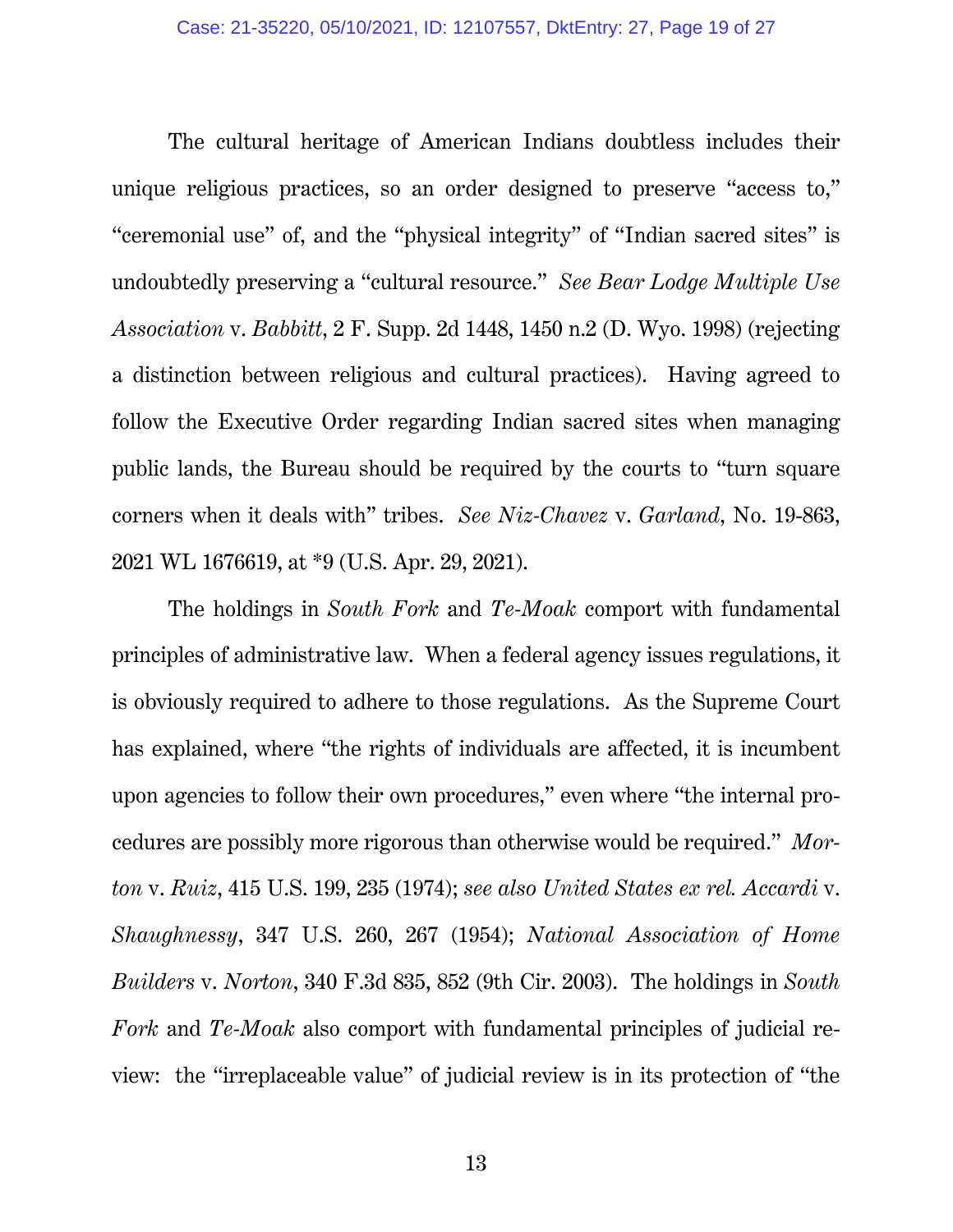The cultural heritage of American Indians doubtless includes their unique religious practices, so an order designed to preserve "access to," "ceremonial use" of, and the "physical integrity" of "Indian sacred sites" is undoubtedly preserving a "cultural resource." *See Bear Lodge Multiple Use Association* v. *Babbitt*, 2 F. Supp. 2d 1448, 1450 n.2 (D. Wyo. 1998) (rejecting a distinction between religious and cultural practices). Having agreed to follow the Executive Order regarding Indian sacred sites when managing public lands, the Bureau should be required by the courts to "turn square corners when it deals with" tribes. *See Niz-Chavez* v. *Garland*, No. 19-863, 2021 WL 1676619, at *9 (U.S. Apr. 29, 2021).

The holdings in *South Fork* and *Te-Moak* comport with fundamental principles of administrative law. When a federal agency issues regulations, it is obviously required to adhere to those regulations. As the Supreme Court has explained, where "the rights of individuals are affected, it is incumbent upon agencies to follow their own procedures," even where "the internal procedures are possibly more rigorous than otherwise would be required." *Morton* v. *Ruiz*, 415 U.S. 199, 235 (1974); *see also United States ex rel. Accardi* v. *Shaughnessy*, 347 U.S. 260, 267 (1954); *National Association of Home Builders* v. *Norton*, 340 F.3d 835, 852 (9th Cir. 2003). The holdings in *South Fork* and *Te-Moak* also comport with fundamental principles of judicial review: the "irreplaceable value" of judicial review is in its protection of "the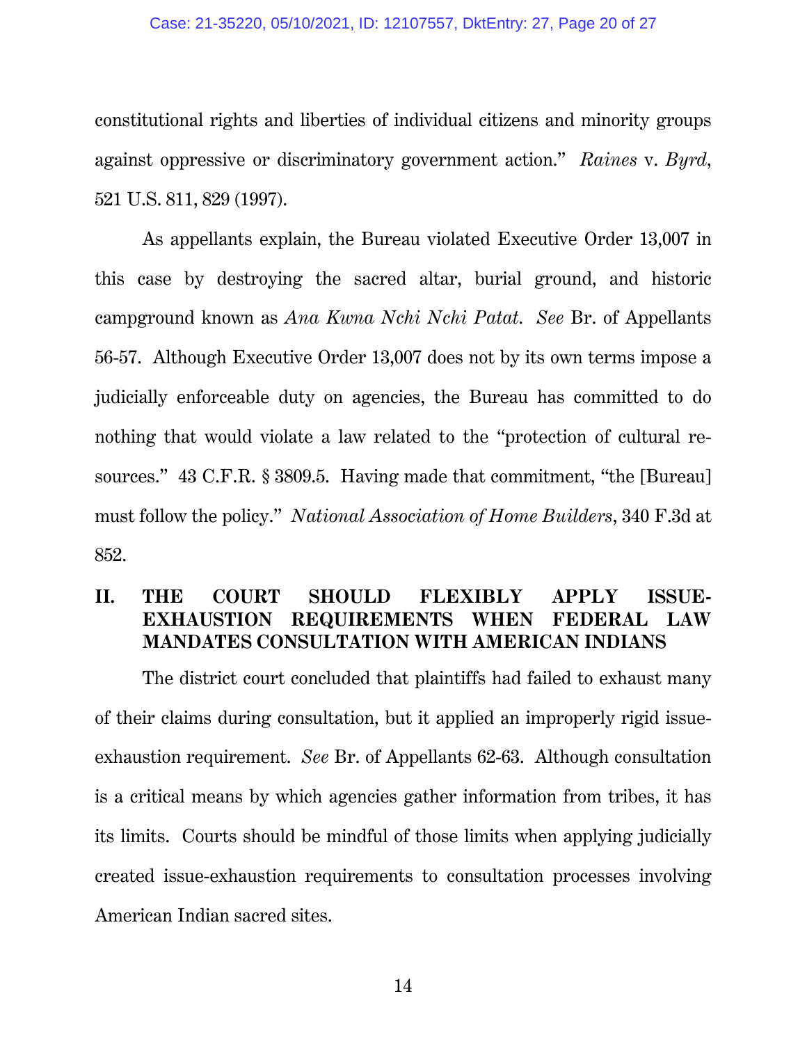constitutional rights and liberties of individual citizens and minority groups against oppressive or discriminatory government action." *Raines* v. *Byrd*, 521 U.S. 811, 829 (1997).

As appellants explain, the Bureau violated Executive Order 13,007 in this case by destroying the sacred altar, burial ground, and historic campground known as *Ana Kwna Nchi Nchi Patat*. *See* Br. of Appellants 56-57. Although Executive Order 13,007 does not by its own terms impose a judicially enforceable duty on agencies, the Bureau has committed to do nothing that would violate a law related to the "protection of cultural resources." 43 C.F.R. § 3809.5. Having made that commitment, "the [Bureau] must follow the policy." *National Association of Home Builders*, 340 F.3d at 852.

## II. THE COURT SHOULD FLEXIBLY APPLY ISSUE-EXHAUSTION REQUIREMENTS WHEN FEDERAL LAW MANDATES CONSULTATION WITH AMERICAN INDIANS

The district court concluded that plaintiffs had failed to exhaust many of their claims during consultation, but it applied an improperly rigid issue-exhaustion requirement. *See* Br. of Appellants 62-63. Although consultation is a critical means by which agencies gather information from tribes, it has its limits. Courts should be mindful of those limits when applying judicially created issue-exhaustion requirements to consultation processes involving American Indian sacred sites.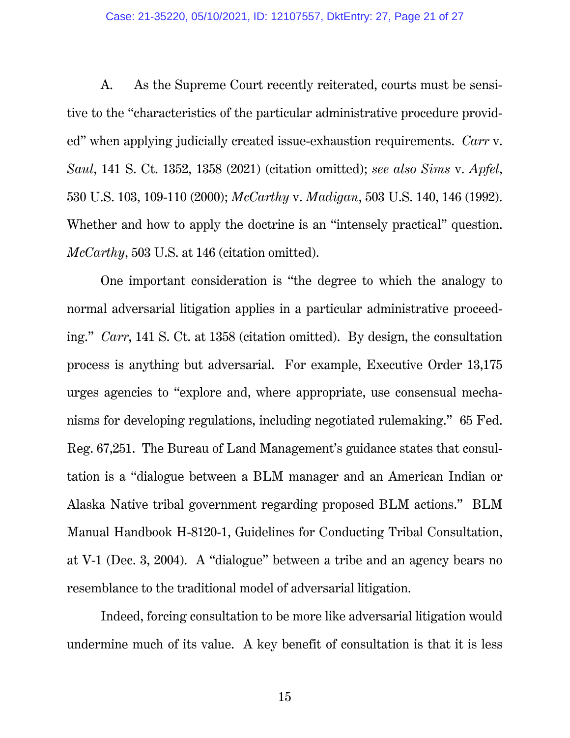A. As the Supreme Court recently reiterated, courts must be sensitive to the "characteristics of the particular administrative procedure provided" when applying judicially created issue-exhaustion requirements. *Carr* v. *Saul*, 141 S. Ct. 1352, 1358 (2021) (citation omitted); *see also Sims* v. *Apfel*, 530 U.S. 103, 109-110 (2000); *McCarthy* v. *Madigan*, 503 U.S. 140, 146 (1992). Whether and how to apply the doctrine is an "intensely practical" question. *McCarthy*, 503 U.S. at 146 (citation omitted).

One important consideration is "the degree to which the analogy to normal adversarial litigation applies in a particular administrative proceeding." *Carr*, 141 S. Ct. at 1358 (citation omitted). By design, the consultation process is anything but adversarial. For example, Executive Order 13,175 urges agencies to "explore and, where appropriate, use consensual mechanisms for developing regulations, including negotiated rulemaking." 65 Fed. Reg. 67,251. The Bureau of Land Management's guidance states that consultation is a "dialogue between a BLM manager and an American Indian or Alaska Native tribal government regarding proposed BLM actions." BLM Manual Handbook H-8120-1, Guidelines for Conducting Tribal Consultation, at V-1 (Dec. 3, 2004). A "dialogue" between a tribe and an agency bears no resemblance to the traditional model of adversarial litigation.

Indeed, forcing consultation to be more like adversarial litigation would undermine much of its value. A key benefit of consultation is that it is less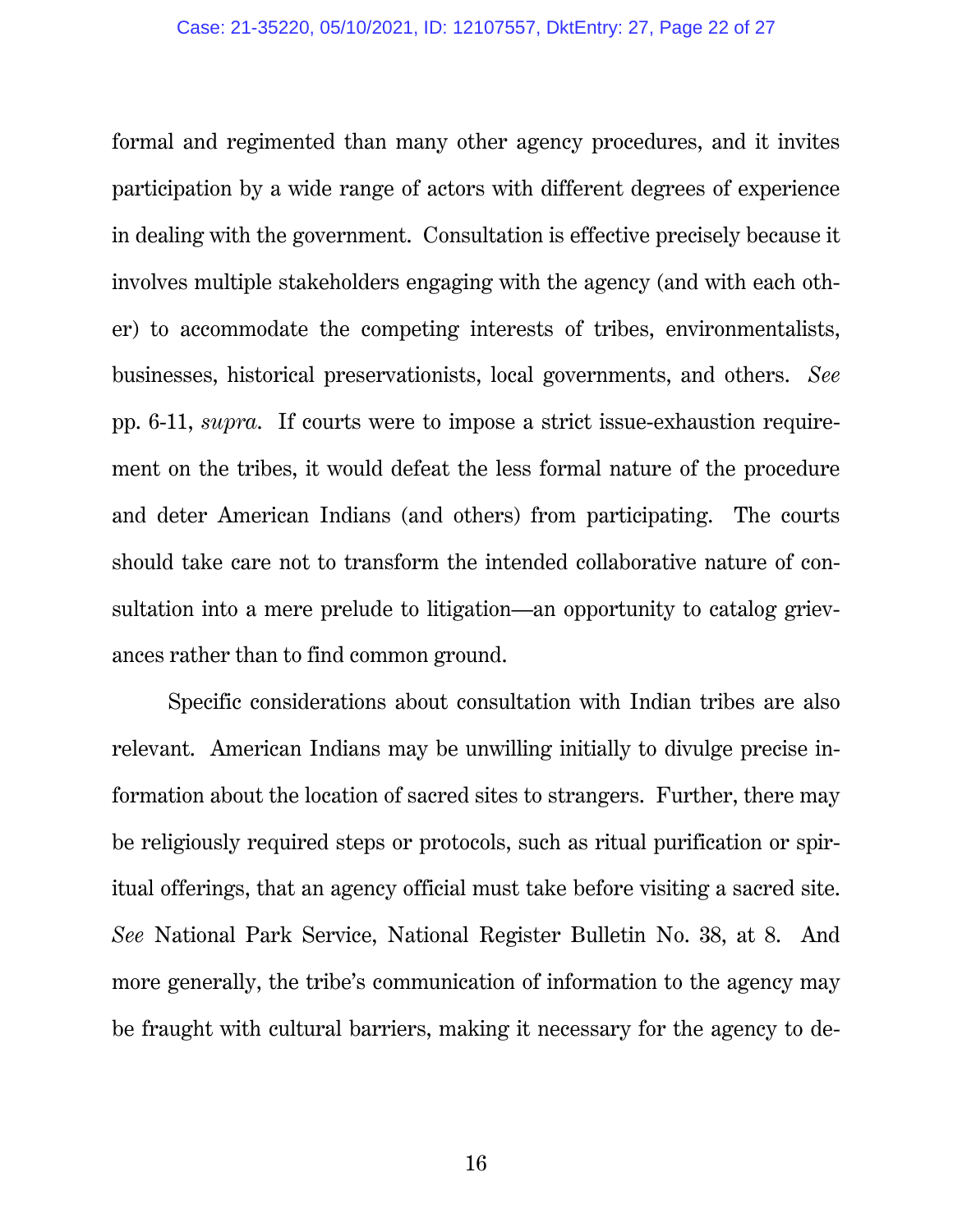formal and regimented than many other agency procedures, and it invites participation by a wide range of actors with different degrees of experience in dealing with the government. Consultation is effective precisely because it involves multiple stakeholders engaging with the agency (and with each other) to accommodate the competing interests of tribes, environmentalists, businesses, historical preservationists, local governments, and others. *See* pp. 6-11, *supra*. If courts were to impose a strict issue-exhaustion requirement on the tribes, it would defeat the less formal nature of the procedure and deter American Indians (and others) from participating. The courts should take care not to transform the intended collaborative nature of consultation into a mere prelude to litigation—an opportunity to catalog grievances rather than to find common ground.

Specific considerations about consultation with Indian tribes are also relevant. American Indians may be unwilling initially to divulge precise information about the location of sacred sites to strangers. Further, there may be religiously required steps or protocols, such as ritual purification or spiritual offerings, that an agency official must take before visiting a sacred site. *See* National Park Service, National Register Bulletin No. 38, at 8. And more generally, the tribe's communication of information to the agency may be fraught with cultural barriers, making it necessary for the agency to de-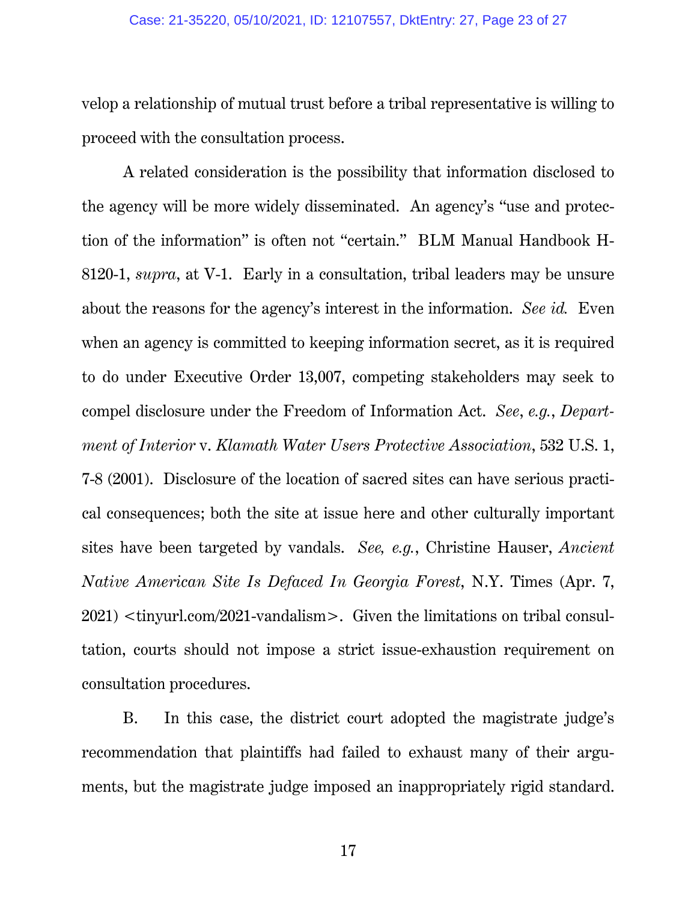velop a relationship of mutual trust before a tribal representative is willing to proceed with the consultation process.

A related consideration is the possibility that information disclosed to the agency will be more widely disseminated. An agency's "use and protection of the information" is often not "certain." BLM Manual Handbook H-8120-1, *supra*, at V-1. Early in a consultation, tribal leaders may be unsure about the reasons for the agency's interest in the information. *See id.* Even when an agency is committed to keeping information secret, as it is required to do under Executive Order 13,007, competing stakeholders may seek to compel disclosure under the Freedom of Information Act. *See*, *e.g.*, *Department of Interior* v. *Klamath Water Users Protective Association*, 532 U.S. 1, 7-8 (2001). Disclosure of the location of sacred sites can have serious practical consequences; both the site at issue here and other culturally important sites have been targeted by vandals. *See, e.g.*, Christine Hauser, *Ancient Native American Site Is Defaced In Georgia Forest*, N.Y. Times (Apr. 7, 2021) <tinyurl.com/2021-vandalism>. Given the limitations on tribal consultation, courts should not impose a strict issue-exhaustion requirement on consultation procedures.

B. In this case, the district court adopted the magistrate judge's recommendation that plaintiffs had failed to exhaust many of their arguments, but the magistrate judge imposed an inappropriately rigid standard.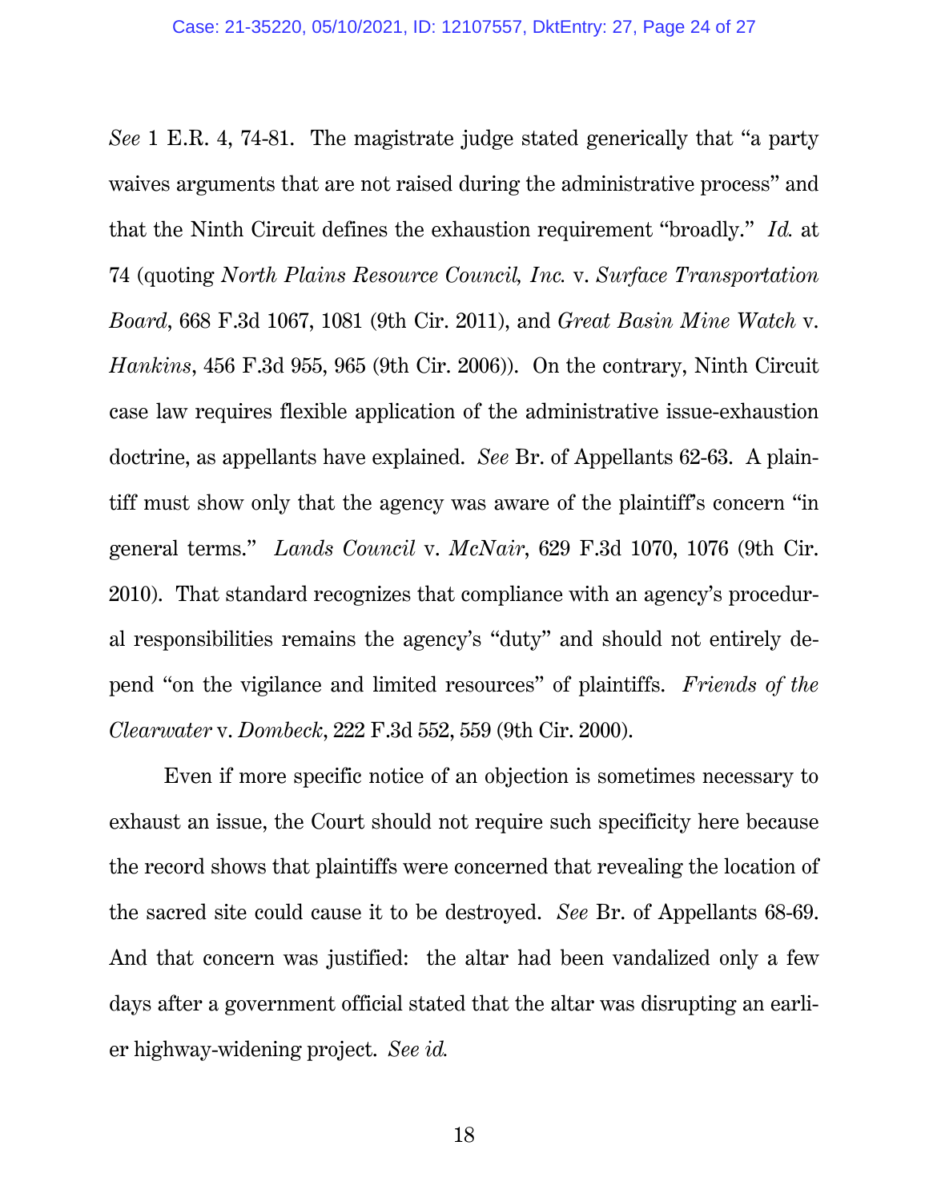*See* 1 E.R. 4, 74-81. The magistrate judge stated generically that "a party waives arguments that are not raised during the administrative process" and that the Ninth Circuit defines the exhaustion requirement "broadly." *Id.* at 74 (quoting *North Plains Resource Council, Inc.* v. *Surface Transportation Board*, 668 F.3d 1067, 1081 (9th Cir. 2011), and *Great Basin Mine Watch* v. *Hankins*, 456 F.3d 955, 965 (9th Cir. 2006)). On the contrary, Ninth Circuit case law requires flexible application of the administrative issue-exhaustion doctrine, as appellants have explained. *See* Br. of Appellants 62-63. A plaintiff must show only that the agency was aware of the plaintiff's concern "in general terms." *Lands Council* v. *McNair*, 629 F.3d 1070, 1076 (9th Cir. 2010). That standard recognizes that compliance with an agency's procedural responsibilities remains the agency's "duty" and should not entirely depend "on the vigilance and limited resources" of plaintiffs. *Friends of the Clearwater* v. *Dombeck*, 222 F.3d 552, 559 (9th Cir. 2000).

Even if more specific notice of an objection is sometimes necessary to exhaust an issue, the Court should not require such specificity here because the record shows that plaintiffs were concerned that revealing the location of the sacred site could cause it to be destroyed. *See* Br. of Appellants 68-69. And that concern was justified: the altar had been vandalized only a few days after a government official stated that the altar was disrupting an earlier highway-widening project. *See id.*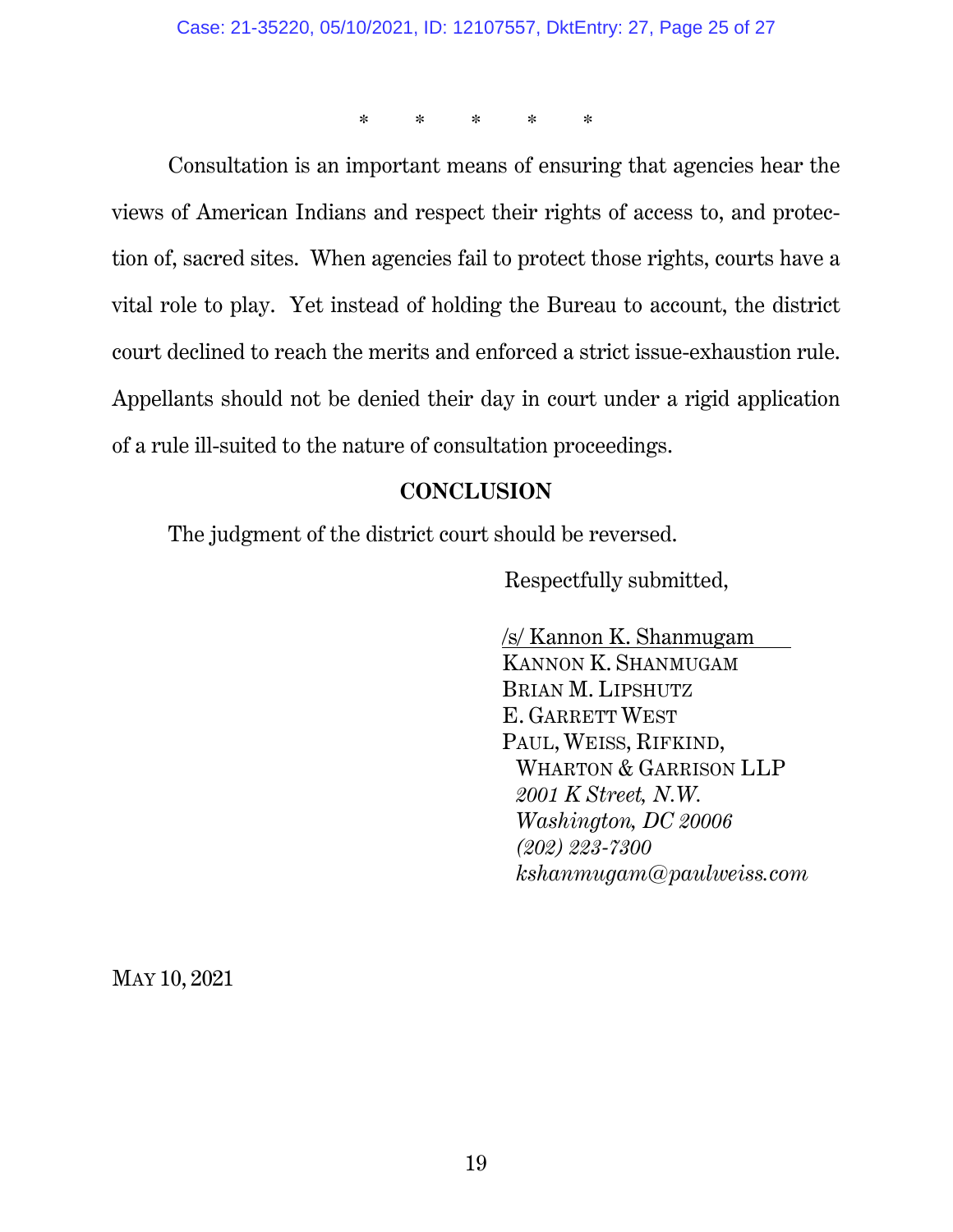\*      \*      \*      \*      \*

Consultation is an important means of ensuring that agencies hear the views of American Indians and respect their rights of access to, and protection of, sacred sites. When agencies fail to protect those rights, courts have a vital role to play. Yet instead of holding the Bureau to account, the district court declined to reach the merits and enforced a strict issue-exhaustion rule. Appellants should not be denied their day in court under a rigid application of a rule ill-suited to the nature of consultation proceedings.

## CONCLUSION

The judgment of the district court should be reversed.

Respectfully submitted,

/s/ Kannon K. Shanmugam
KANNON K. SHANMUGAM
BRIAN M. LIPSHUTZ
E. GARRETT WEST
PAUL, WEISS, RIFKIND,
WHARTON & GARRISON LLP
*2001 K Street, N.W.*
*Washington, DC 20006*
*(202) 223-7300*
*kshanmugam@paulweiss.com*

MAY 10, 2021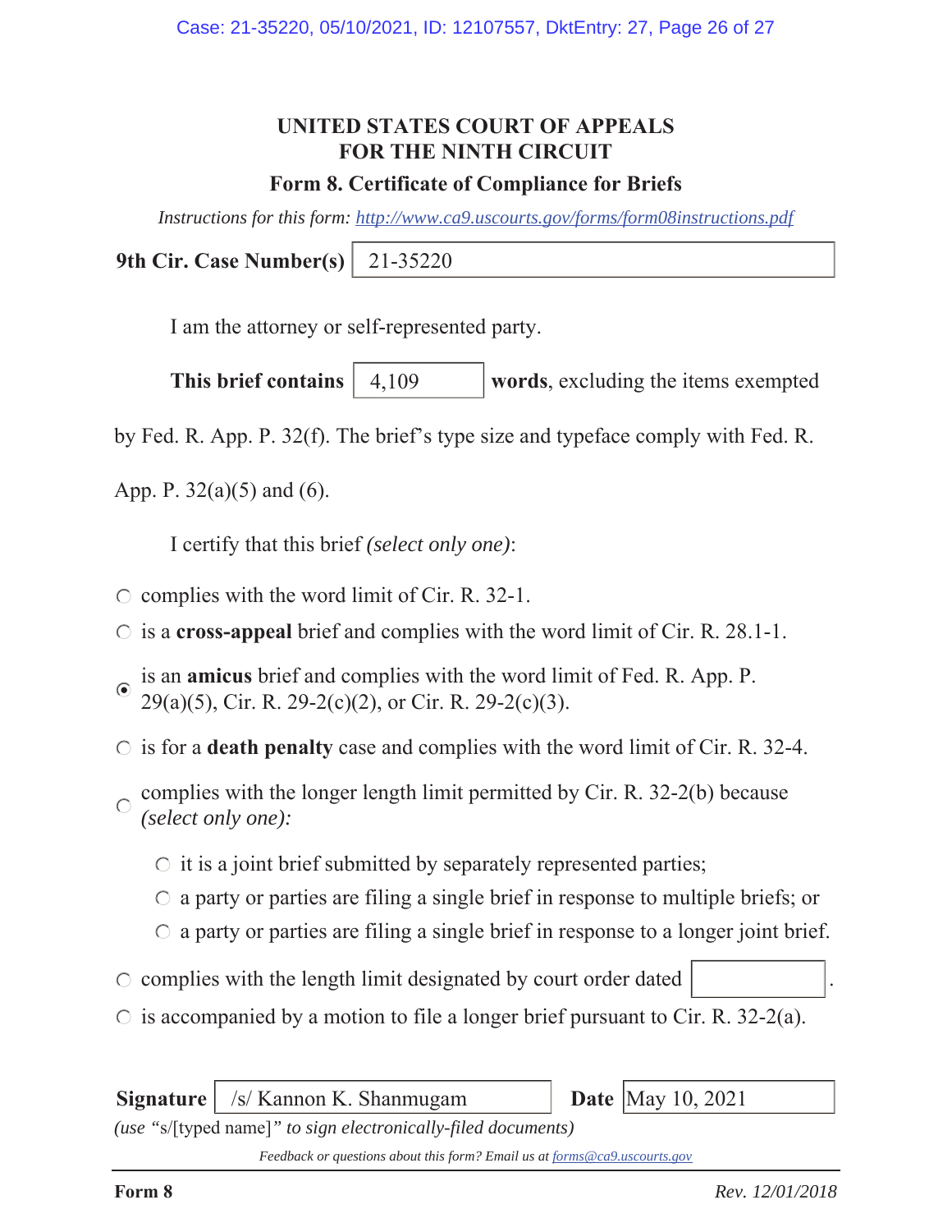**UNITED STATES COURT OF APPEALS**
**FOR THE NINTH CIRCUIT**

**Form 8. Certificate of Compliance for Briefs**

*Instructions for this form: http://www.ca9.uscourts.gov/forms/form08instructions.pdf*

**9th Cir. Case Number(s)** 21-35220

I am the attorney or self-represented party.

**This brief contains** 4,109 **words**, excluding the items exempted by Fed. R. App. P. 32(f). The brief's type size and typeface comply with Fed. R. App. P. 32(a)(5) and (6).

I certify that this brief *(select only one)*:

- ○ complies with the word limit of Cir. R. 32-1.
- ○ is a **cross-appeal** brief and complies with the word limit of Cir. R. 28.1-1.
- ◉ is an **amicus** brief and complies with the word limit of Fed. R. App. P. 29(a)(5), Cir. R. 29-2(c)(2), or Cir. R. 29-2(c)(3).
- ○ is for a **death penalty** case and complies with the word limit of Cir. R. 32-4.
- ○ complies with the longer length limit permitted by Cir. R. 32-2(b) because *(select only one):*
  - ○ it is a joint brief submitted by separately represented parties;
  - ○ a party or parties are filing a single brief in response to multiple briefs; or
  - ○ a party or parties are filing a single brief in response to a longer joint brief.
- ○ complies with the length limit designated by court order dated \_\_\_\_\_\_\_\_.
- ○ is accompanied by a motion to file a longer brief pursuant to Cir. R. 32-2(a).

**Signature** /s/ Kannon K. Shanmugam **Date** May 10, 2021

*(use "*s/[typed name]*" to sign electronically-filed documents)*

*Feedback or questions about this form? Email us at forms@ca9.uscourts.gov*

**Form 8** *Rev. 12/01/2018*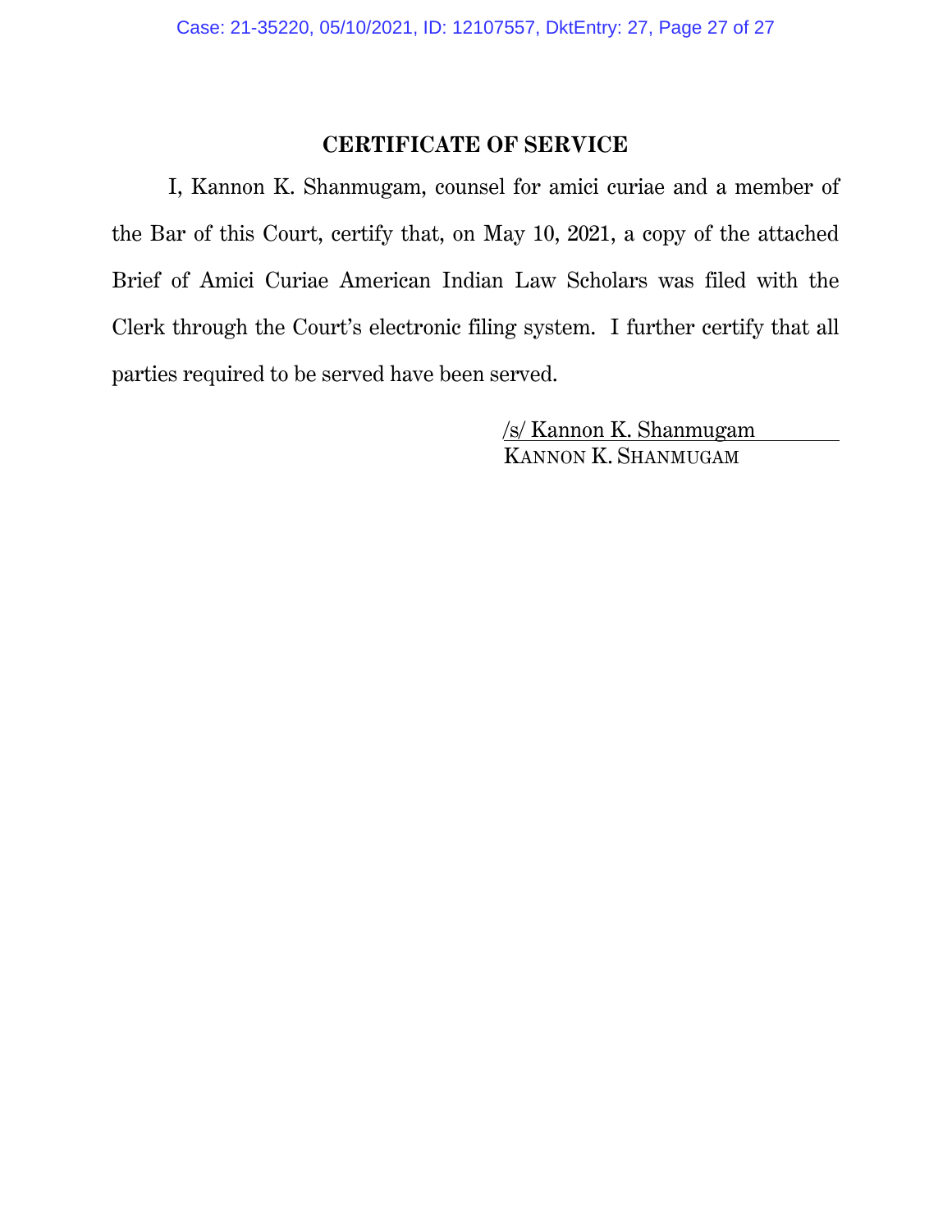## CERTIFICATE OF SERVICE

I, Kannon K. Shanmugam, counsel for amici curiae and a member of the Bar of this Court, certify that, on May 10, 2021, a copy of the attached Brief of Amici Curiae American Indian Law Scholars was filed with the Clerk through the Court's electronic filing system. I further certify that all parties required to be served have been served.

/s/ Kannon K. Shanmugam
KANNON K. SHANMUGAM